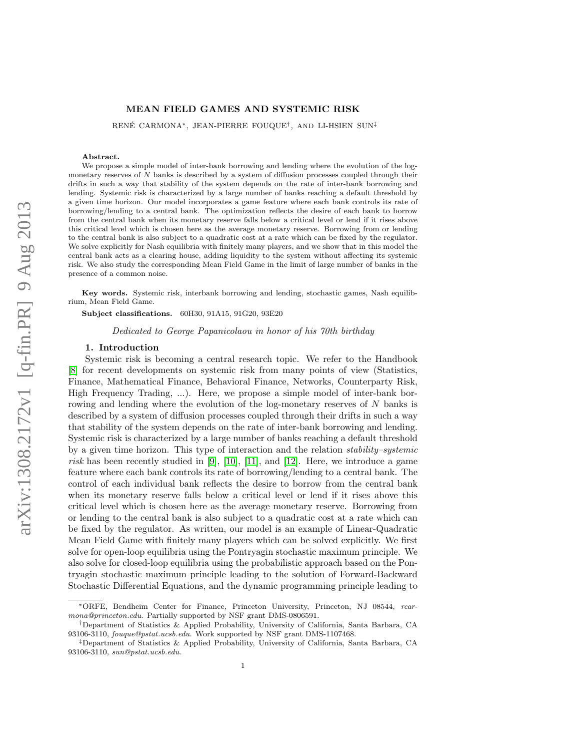# MEAN FIELD GAMES AND SYSTEMIC RISK

RENÉ CARMONA*, JEAN-PIERRE FOUQUE†, AND LI-HSIEN SUN‡

**Abstract.** We propose a simple model of inter-bank borrowing and lending where the evolution of the log-monetary reserves of $N$ banks is described by a system of diffusion processes coupled through their drifts in such a way that stability of the system depends on the rate of inter-bank borrowing and lending. Systemic risk is characterized by a large number of banks reaching a default threshold by a given time horizon. Our model incorporates a game feature where each bank controls its rate of borrowing/lending to a central bank. The optimization reflects the desire of each bank to borrow from the central bank when its monetary reserve falls below a critical level or lend if it rises above this critical level which is chosen here as the average monetary reserve. Borrowing from or lending to the central bank is also subject to a quadratic cost at a rate which can be fixed by the regulator. We solve explicitly for Nash equilibria with finitely many players, and we show that in this model the central bank acts as a clearing house, adding liquidity to the system without affecting its systemic risk. We also study the corresponding Mean Field Game in the limit of large number of banks in the presence of a common noise.

**Key words.** Systemic risk, interbank borrowing and lending, stochastic games, Nash equilibrium, Mean Field Game.

**Subject classifications.** 60H30, 91A15, 91G20, 93E20

*Dedicated to George Papanicolaou in honor of his 70th birthday*

## 1. Introduction

Systemic risk is becoming a central research topic. We refer to the Handbook [8] for recent developments on systemic risk from many points of view (Statistics, Finance, Mathematical Finance, Behavioral Finance, Networks, Counterparty Risk, High Frequency Trading, ...). Here, we propose a simple model of inter-bank borrowing and lending where the evolution of the log-monetary reserves of $N$ banks is described by a system of diffusion processes coupled through their drifts in such a way that stability of the system depends on the rate of inter-bank borrowing and lending. Systemic risk is characterized by a large number of banks reaching a default threshold by a given time horizon. This type of interaction and the relation *stability–systemic risk* has been recently studied in [9], [10], [11], and [12]. Here, we introduce a game feature where each bank controls its rate of borrowing/lending to a central bank. The control of each individual bank reflects the desire to borrow from the central bank when its monetary reserve falls below a critical level or lend if it rises above this critical level which is chosen here as the average monetary reserve. Borrowing from or lending to the central bank is also subject to a quadratic cost at a rate which can be fixed by the regulator. As written, our model is an example of Linear-Quadratic Mean Field Game with finitely many players which can be solved explicitly. We first solve for open-loop equilibria using the Pontryagin stochastic maximum principle. We also solve for closed-loop equilibria using the probabilistic approach based on the Pontryagin stochastic maximum principle leading to the solution of Forward-Backward Stochastic Differential Equations, and the dynamic programming principle leading to

---

*ORFE, Bendheim Center for Finance, Princeton University, Princeton, NJ 08544, *rcarmona@princeton.edu*. Partially supported by NSF grant DMS-0806591.

†Department of Statistics & Applied Probability, University of California, Santa Barbara, CA 93106-3110, *fouque@pstat.ucsb.edu*. Work supported by NSF grant DMS-1107468.

‡Department of Statistics & Applied Probability, University of California, Santa Barbara, CA 93106-3110, *sun@pstat.ucsb.edu*.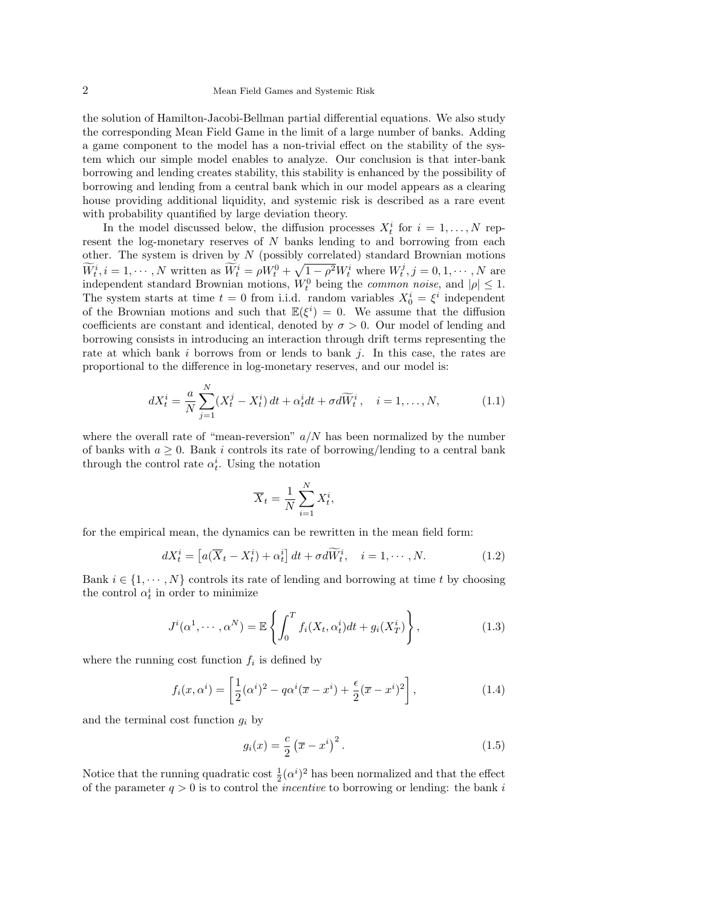the solution of Hamilton-Jacobi-Bellman partial differential equations. We also study the corresponding Mean Field Game in the limit of a large number of banks. Adding a game component to the model has a non-trivial effect on the stability of the system which our simple model enables to analyze. Our conclusion is that inter-bank borrowing and lending creates stability, this stability is enhanced by the possibility of borrowing and lending from a central bank which in our model appears as a clearing house providing additional liquidity, and systemic risk is described as a rare event with probability quantified by large deviation theory.

In the model discussed below, the diffusion processes $X_t^i$ for $i = 1, \ldots, N$ represent the log-monetary reserves of $N$ banks lending to and borrowing from each other. The system is driven by $N$ (possibly correlated) standard Brownian motions $\widetilde{W}_t^i, i = 1, \cdots, N$ written as $\widetilde{W}_t^i = \rho W_t^0 + \sqrt{1-\rho^2} W_t^i$ where $W_t^j, j = 0, 1, \cdots, N$ are independent standard Brownian motions, $W_t^0$ being the *common noise*, and $|\rho| \leq 1$. The system starts at time $t = 0$ from i.i.d. random variables $X_0^i = \xi^i$ independent of the Brownian motions and such that $\mathbb{E}(\xi^i) = 0$. We assume that the diffusion coefficients are constant and identical, denoted by $\sigma > 0$. Our model of lending and borrowing consists in introducing an interaction through drift terms representing the rate at which bank $i$ borrows from or lends to bank $j$. In this case, the rates are proportional to the difference in log-monetary reserves, and our model is:

$$dX_t^i = \frac{a}{N} \sum_{j=1}^{N} (X_t^j - X_t^i)\, dt + \alpha_t^i dt + \sigma d\widetilde{W}_t^i, \quad i = 1, \ldots, N, \tag{1.1}$$

where the overall rate of "mean-reversion" $a/N$ has been normalized by the number of banks with $a \geq 0$. Bank $i$ controls its rate of borrowing/lending to a central bank through the control rate $\alpha_t^i$. Using the notation

$$\overline{X}_t = \frac{1}{N} \sum_{i=1}^{N} X_t^i,$$

for the empirical mean, the dynamics can be rewritten in the mean field form:

$$dX_t^i = \left[a(\overline{X}_t - X_t^i) + \alpha_t^i\right] dt + \sigma d\widetilde{W}_t^i, \quad i = 1, \cdots, N. \tag{1.2}$$

Bank $i \in \{1, \cdots, N\}$ controls its rate of lending and borrowing at time $t$ by choosing the control $\alpha_t^i$ in order to minimize

$$J^i(\alpha^1, \cdots, \alpha^N) = \mathbb{E}\left\{\int_0^T f_i(X_t, \alpha_t^i) dt + g_i(X_T^i)\right\}, \tag{1.3}$$

where the running cost function $f_i$ is defined by

$$f_i(x, \alpha^i) = \left[\frac{1}{2}(\alpha^i)^2 - q\alpha^i(\overline{x} - x^i) + \frac{\epsilon}{2}(\overline{x} - x^i)^2\right], \tag{1.4}$$

and the terminal cost function $g_i$ by

$$g_i(x) = \frac{c}{2}\left(\overline{x} - x^i\right)^2. \tag{1.5}$$

Notice that the running quadratic cost $\frac{1}{2}(\alpha^i)^2$ has been normalized and that the effect of the parameter $q > 0$ is to control the *incentive* to borrowing or lending: the bank $i$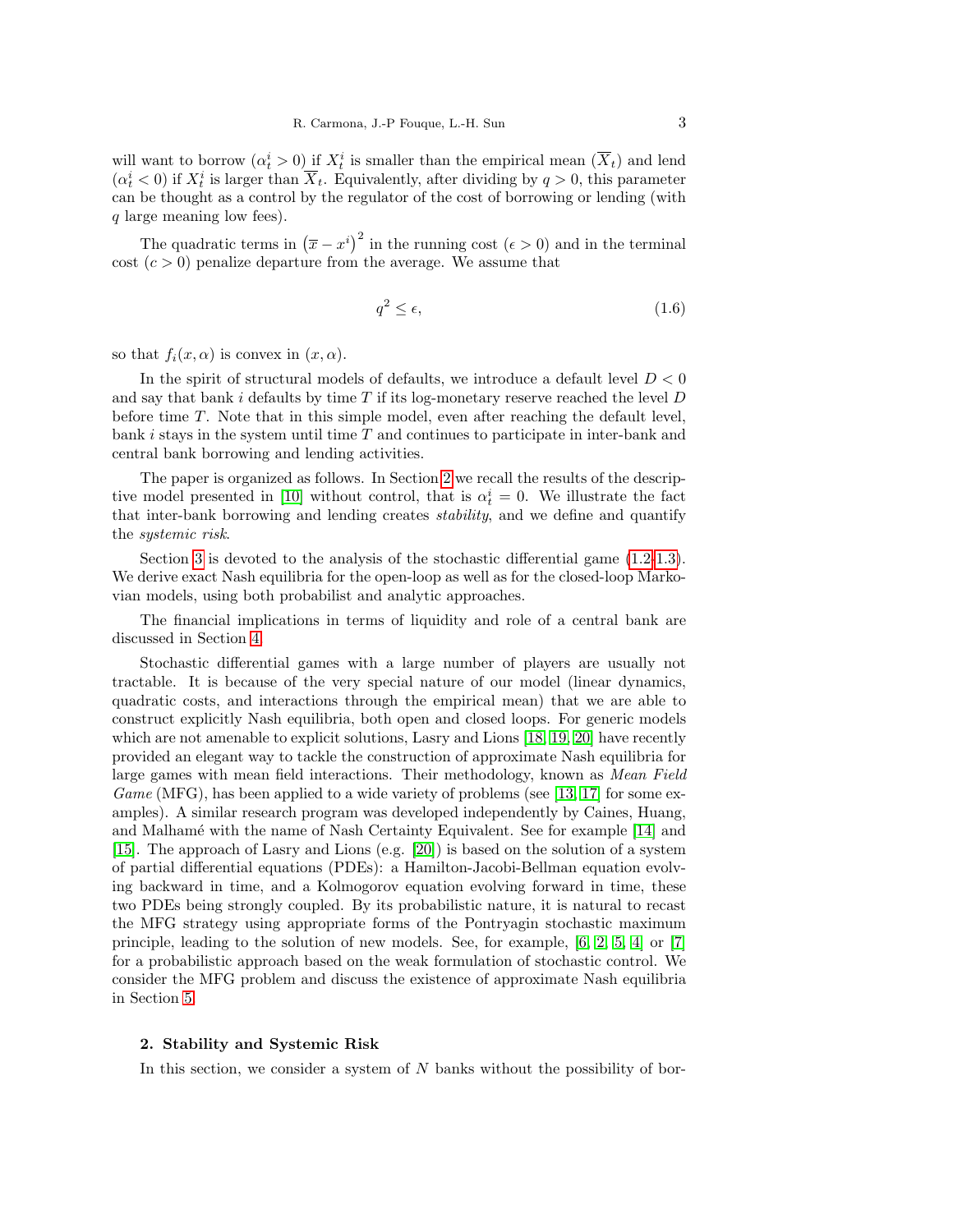will want to borrow ($\alpha_t^i > 0$) if $X_t^i$ is smaller than the empirical mean ($\overline{X}_t$) and lend ($\alpha_t^i < 0$) if $X_t^i$ is larger than $\overline{X}_t$. Equivalently, after dividing by $q > 0$, this parameter can be thought as a control by the regulator of the cost of borrowing or lending (with $q$ large meaning low fees).

The quadratic terms in $\left(\overline{x} - x^i\right)^2$ in the running cost ($\epsilon > 0$) and in the terminal cost ($c > 0$) penalize departure from the average. We assume that

$$q^2 \leq \epsilon, \tag{1.6}$$

so that $f_i(x, \alpha)$ is convex in $(x, \alpha)$.

In the spirit of structural models of defaults, we introduce a default level $D < 0$ and say that bank $i$ defaults by time $T$ if its log-monetary reserve reached the level $D$ before time $T$. Note that in this simple model, even after reaching the default level, bank $i$ stays in the system until time $T$ and continues to participate in inter-bank and central bank borrowing and lending activities.

The paper is organized as follows. In Section 2 we recall the results of the descriptive model presented in [10] without control, that is $\alpha_t^i = 0$. We illustrate the fact that inter-bank borrowing and lending creates *stability*, and we define and quantify the *systemic risk*.

Section 3 is devoted to the analysis of the stochastic differential game (1.2,1.3). We derive exact Nash equilibria for the open-loop as well as for the closed-loop Markovian models, using both probabilist and analytic approaches.

The financial implications in terms of liquidity and role of a central bank are discussed in Section 4.

Stochastic differential games with a large number of players are usually not tractable. It is because of the very special nature of our model (linear dynamics, quadratic costs, and interactions through the empirical mean) that we are able to construct explicitly Nash equilibria, both open and closed loops. For generic models which are not amenable to explicit solutions, Lasry and Lions [18, 19, 20] have recently provided an elegant way to tackle the construction of approximate Nash equilibria for large games with mean field interactions. Their methodology, known as *Mean Field Game* (MFG), has been applied to a wide variety of problems (see [13, 17] for some examples). A similar research program was developed independently by Caines, Huang, and Malhamé with the name of Nash Certainty Equivalent. See for example [14] and [15]. The approach of Lasry and Lions (e.g. [20]) is based on the solution of a system of partial differential equations (PDEs): a Hamilton-Jacobi-Bellman equation evolving backward in time, and a Kolmogorov equation evolving forward in time, these two PDEs being strongly coupled. By its probabilistic nature, it is natural to recast the MFG strategy using appropriate forms of the Pontryagin stochastic maximum principle, leading to the solution of new models. See, for example, [6, 2, 5, 4] or [7] for a probabilistic approach based on the weak formulation of stochastic control. We consider the MFG problem and discuss the existence of approximate Nash equilibria in Section 5.

## 2. Stability and Systemic Risk

In this section, we consider a system of $N$ banks without the possibility of bor-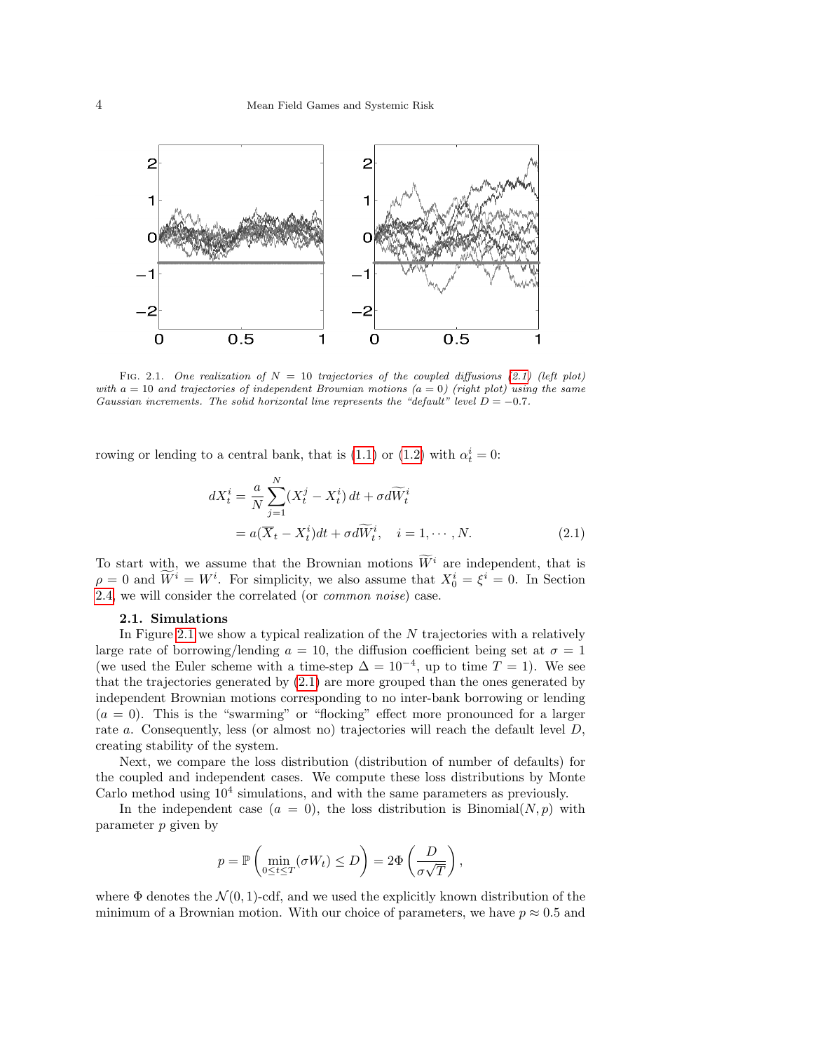FIG. 2.1. *One realization of $N = 10$ trajectories of the coupled diffusions (2.1) (left plot) with $a = 10$ and trajectories of independent Brownian motions ($a = 0$) (right plot) using the same Gaussian increments. The solid horizontal line represents the "default" level $D = -0.7$.*

rowing or lending to a central bank, that is (1.1) or (1.2) with $\alpha_t^i = 0$:

$$
\begin{aligned}
dX_t^i &= \frac{a}{N}\sum_{j=1}^{N}(X_t^j - X_t^i)\,dt + \sigma d\widetilde{W}_t^i \\
&= a(\overline{X}_t - X_t^i)dt + \sigma d\widetilde{W}_t^i, \quad i = 1, \cdots, N. \qquad (2.1)
\end{aligned}
$$

To start with, we assume that the Brownian motions $\widetilde{W}^i$ are independent, that is $\rho = 0$ and $\widetilde{W}^i = W^i$. For simplicity, we also assume that $X_0^i = \xi^i = 0$. In Section 2.4, we will consider the correlated (or *common noise*) case.

### 2.1. Simulations

In Figure 2.1 we show a typical realization of the $N$ trajectories with a relatively large rate of borrowing/lending $a = 10$, the diffusion coefficient being set at $\sigma = 1$ (we used the Euler scheme with a time-step $\Delta = 10^{-4}$, up to time $T = 1$). We see that the trajectories generated by (2.1) are more grouped than the ones generated by independent Brownian motions corresponding to no inter-bank borrowing or lending ($a = 0$). This is the "swarming" or "flocking" effect more pronounced for a larger rate $a$. Consequently, less (or almost no) trajectories will reach the default level $D$, creating stability of the system.

Next, we compare the loss distribution (distribution of number of defaults) for the coupled and independent cases. We compute these loss distributions by Monte Carlo method using $10^4$ simulations, and with the same parameters as previously.

In the independent case ($a = 0$), the loss distribution is Binomial$(N, p)$ with parameter $p$ given by

$$
p = \mathbb{P}\left(\min_{0 \le t \le T}(\sigma W_t) \le D\right) = 2\Phi\left(\frac{D}{\sigma\sqrt{T}}\right),
$$

where $\Phi$ denotes the $\mathcal{N}(0,1)$-cdf, and we used the explicitly known distribution of the minimum of a Brownian motion. With our choice of parameters, we have $p \approx 0.5$ and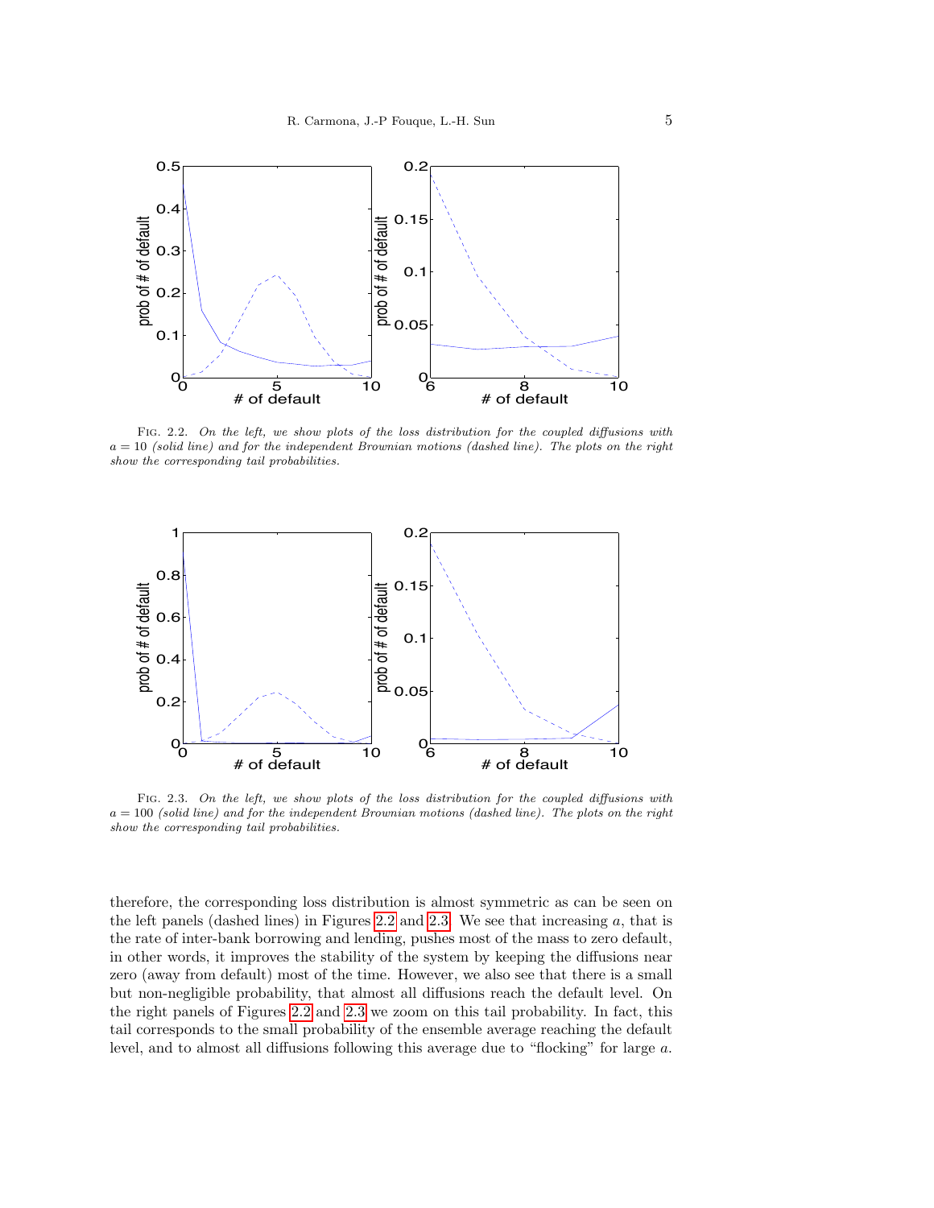Fig. 2.2. *On the left, we show plots of the loss distribution for the coupled diffusions with* $a = 10$ *(solid line) and for the independent Brownian motions (dashed line). The plots on the right show the corresponding tail probabilities.*

Fig. 2.3. *On the left, we show plots of the loss distribution for the coupled diffusions with* $a = 100$ *(solid line) and for the independent Brownian motions (dashed line). The plots on the right show the corresponding tail probabilities.*

therefore, the corresponding loss distribution is almost symmetric as can be seen on the left panels (dashed lines) in Figures 2.2 and 2.3. We see that increasing $a$, that is the rate of inter-bank borrowing and lending, pushes most of the mass to zero default, in other words, it improves the stability of the system by keeping the diffusions near zero (away from default) most of the time. However, we also see that there is a small but non-negligible probability, that almost all diffusions reach the default level. On the right panels of Figures 2.2 and 2.3 we zoom on this tail probability. In fact, this tail corresponds to the small probability of the ensemble average reaching the default level, and to almost all diffusions following this average due to "flocking" for large $a$.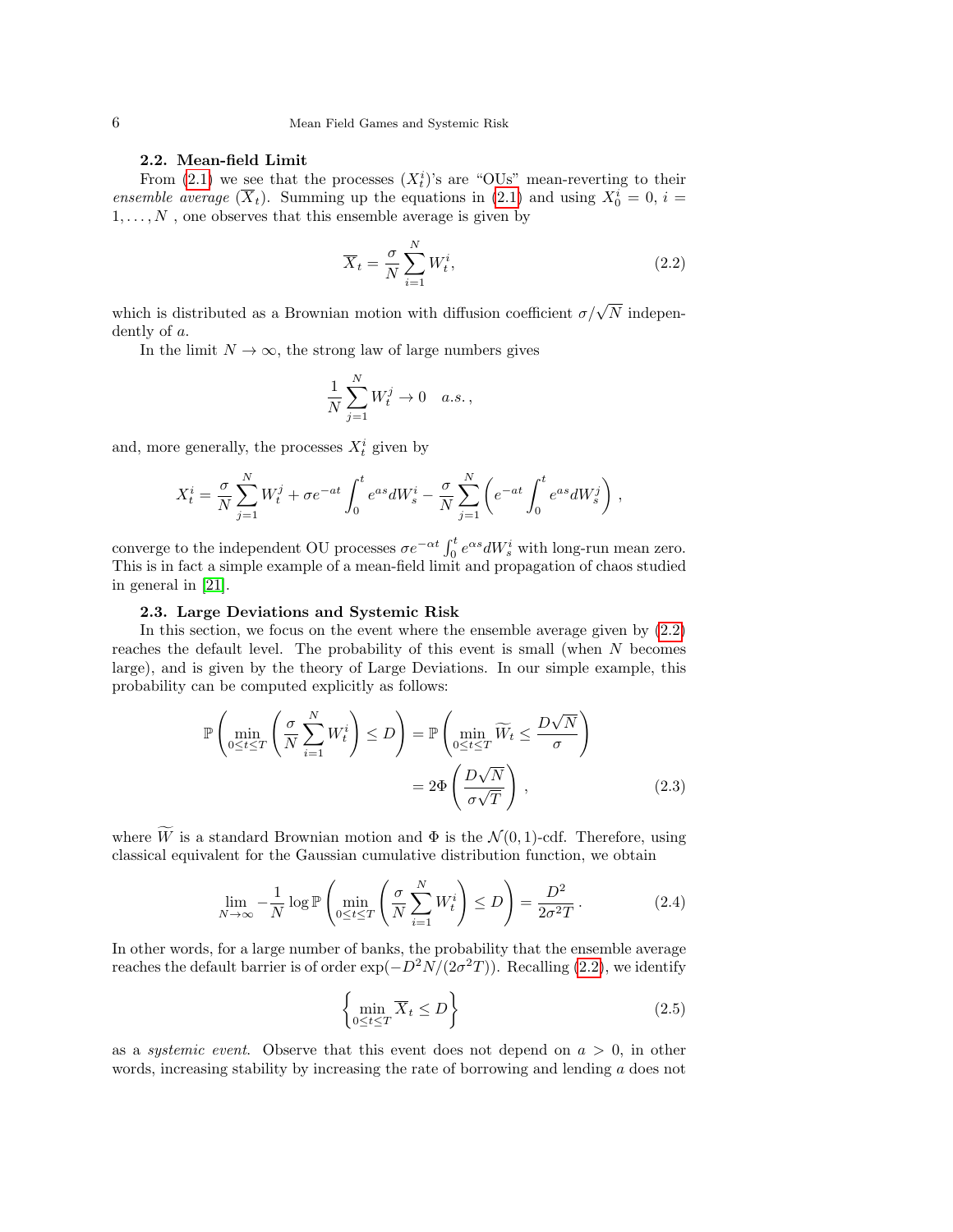### 2.2. Mean-field Limit

From (2.1) we see that the processes $(X_t^i)$'s are "OUs" mean-reverting to their *ensemble average* $(\overline{X}_t)$. Summing up the equations in (2.1) and using $X_0^i = 0$, $i = 1, \ldots, N$ , one observes that this ensemble average is given by

$$\overline{X}_t = \frac{\sigma}{N} \sum_{i=1}^{N} W_t^i, \tag{2.2}$$

which is distributed as a Brownian motion with diffusion coefficient $\sigma/\sqrt{N}$ independently of $a$.

In the limit $N \to \infty$, the strong law of large numbers gives

$$\frac{1}{N} \sum_{j=1}^{N} W_t^j \to 0 \quad a.s.\,,$$

and, more generally, the processes $X_t^i$ given by

$$X_t^i = \frac{\sigma}{N} \sum_{j=1}^{N} W_t^j + \sigma e^{-at} \int_0^t e^{as} dW_s^i - \frac{\sigma}{N} \sum_{j=1}^{N} \left( e^{-at} \int_0^t e^{as} dW_s^j \right),$$

converge to the independent OU processes $\sigma e^{-\alpha t} \int_0^t e^{\alpha s} dW_s^i$ with long-run mean zero. This is in fact a simple example of a mean-field limit and propagation of chaos studied in general in [21].

### 2.3. Large Deviations and Systemic Risk

In this section, we focus on the event where the ensemble average given by (2.2) reaches the default level. The probability of this event is small (when $N$ becomes large), and is given by the theory of Large Deviations. In our simple example, this probability can be computed explicitly as follows:

$$\begin{aligned}
\mathbb{P}\left( \min_{0 \le t \le T} \left( \frac{\sigma}{N} \sum_{i=1}^{N} W_t^i \right) \le D \right) &= \mathbb{P}\left( \min_{0 \le t \le T} \widetilde{W}_t \le \frac{D\sqrt{N}}{\sigma} \right) \\
&= 2\Phi\left( \frac{D\sqrt{N}}{\sigma\sqrt{T}} \right),
\end{aligned} \tag{2.3}$$

where $\widetilde{W}$ is a standard Brownian motion and $\Phi$ is the $\mathcal{N}(0,1)$-cdf. Therefore, using classical equivalent for the Gaussian cumulative distribution function, we obtain

$$\lim_{N \to \infty} -\frac{1}{N} \log \mathbb{P}\left( \min_{0 \le t \le T} \left( \frac{\sigma}{N} \sum_{i=1}^{N} W_t^i \right) \le D \right) = \frac{D^2}{2\sigma^2 T}. \tag{2.4}$$

In other words, for a large number of banks, the probability that the ensemble average reaches the default barrier is of order $\exp(-D^2 N/(2\sigma^2 T))$. Recalling (2.2), we identify

$$\left\{ \min_{0 \le t \le T} \overline{X}_t \le D \right\} \tag{2.5}$$

as a *systemic event*. Observe that this event does not depend on $a > 0$, in other words, increasing stability by increasing the rate of borrowing and lending $a$ does not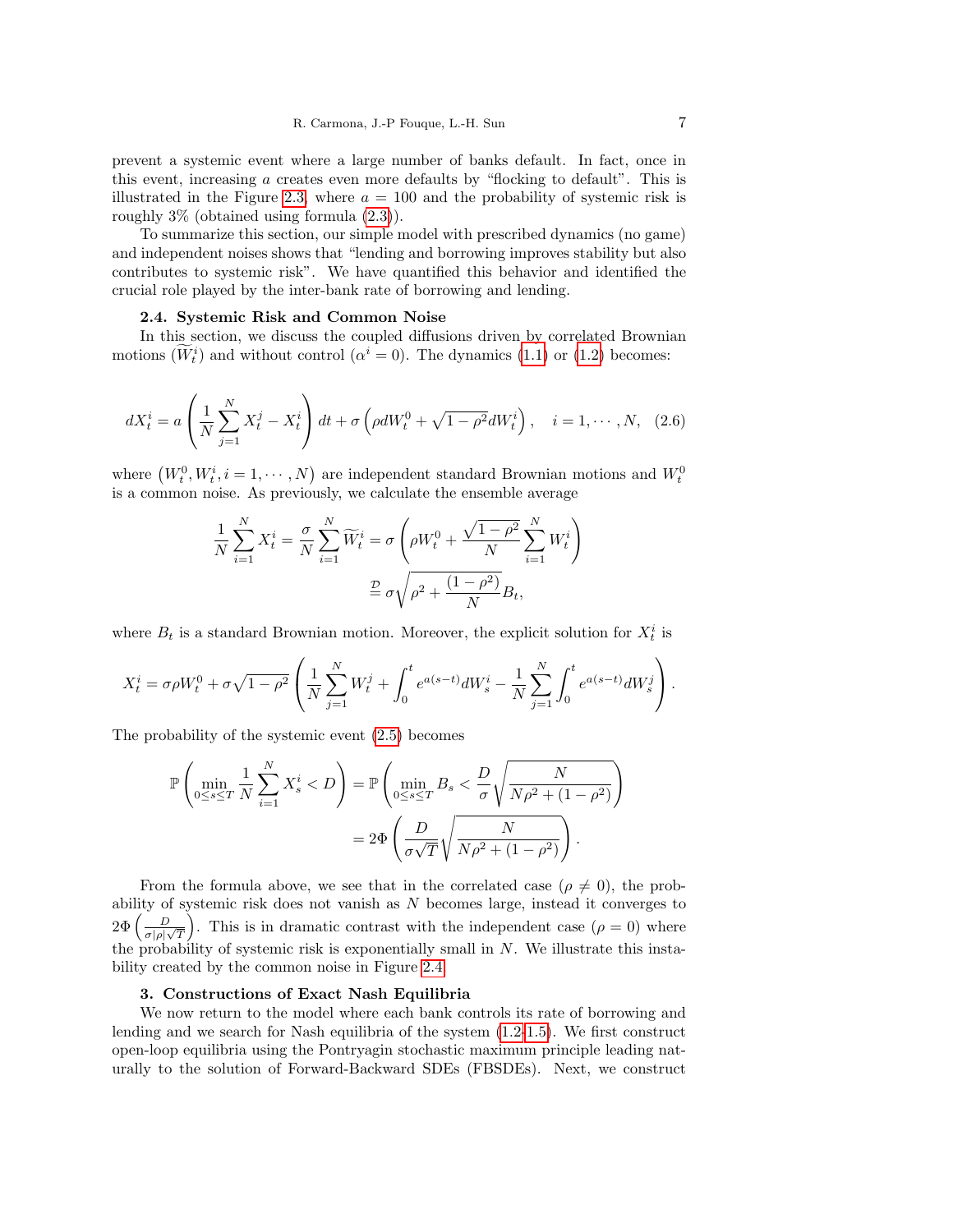prevent a systemic event where a large number of banks default. In fact, once in this event, increasing $a$ creates even more defaults by "flocking to default". This is illustrated in the Figure 2.3, where $a = 100$ and the probability of systemic risk is roughly 3% (obtained using formula (2.3)).

To summarize this section, our simple model with prescribed dynamics (no game) and independent noises shows that "lending and borrowing improves stability but also contributes to systemic risk". We have quantified this behavior and identified the crucial role played by the inter-bank rate of borrowing and lending.

### 2.4. Systemic Risk and Common Noise

In this section, we discuss the coupled diffusions driven by correlated Brownian motions $(\widetilde{W}_t^i)$ and without control $(\alpha^i = 0)$. The dynamics (1.1) or (1.2) becomes:

$$dX_t^i = a\left(\frac{1}{N}\sum_{j=1}^N X_t^j - X_t^i\right)dt + \sigma\left(\rho dW_t^0 + \sqrt{1-\rho^2}dW_t^i\right), \quad i = 1, \cdots, N, \quad (2.6)$$

where $\left(W_t^0, W_t^i, i = 1, \cdots, N\right)$ are independent standard Brownian motions and $W_t^0$ is a common noise. As previously, we calculate the ensemble average

$$\frac{1}{N}\sum_{i=1}^N X_t^i = \frac{\sigma}{N}\sum_{i=1}^N \widetilde{W}_t^i = \sigma\left(\rho W_t^0 + \frac{\sqrt{1-\rho^2}}{N}\sum_{i=1}^N W_t^i\right)$$
$$\stackrel{\mathcal{D}}{=} \sigma\sqrt{\rho^2 + \frac{(1-\rho^2)}{N}}B_t,$$

where $B_t$ is a standard Brownian motion. Moreover, the explicit solution for $X_t^i$ is

$$X_t^i = \sigma\rho W_t^0 + \sigma\sqrt{1-\rho^2}\left(\frac{1}{N}\sum_{j=1}^N W_t^j + \int_0^t e^{a(s-t)}dW_s^i - \frac{1}{N}\sum_{j=1}^N \int_0^t e^{a(s-t)}dW_s^j\right).$$

The probability of the systemic event (2.5) becomes

$$\mathbb{P}\left(\min_{0\le s\le T}\frac{1}{N}\sum_{i=1}^N X_s^i < D\right) = \mathbb{P}\left(\min_{0\le s\le T} B_s < \frac{D}{\sigma}\sqrt{\frac{N}{N\rho^2 + (1-\rho^2)}}\right)$$
$$= 2\Phi\left(\frac{D}{\sigma\sqrt{T}}\sqrt{\frac{N}{N\rho^2 + (1-\rho^2)}}\right).$$

From the formula above, we see that in the correlated case ($\rho \neq 0$), the probability of systemic risk does not vanish as $N$ becomes large, instead it converges to $2\Phi\left(\frac{D}{\sigma|\rho|\sqrt{T}}\right)$. This is in dramatic contrast with the independent case ($\rho = 0$) where the probability of systemic risk is exponentially small in $N$. We illustrate this instability created by the common noise in Figure 2.4.

## 3. Constructions of Exact Nash Equilibria

We now return to the model where each bank controls its rate of borrowing and lending and we search for Nash equilibria of the system (1.2-1.5). We first construct open-loop equilibria using the Pontryagin stochastic maximum principle leading naturally to the solution of Forward-Backward SDEs (FBSDEs). Next, we construct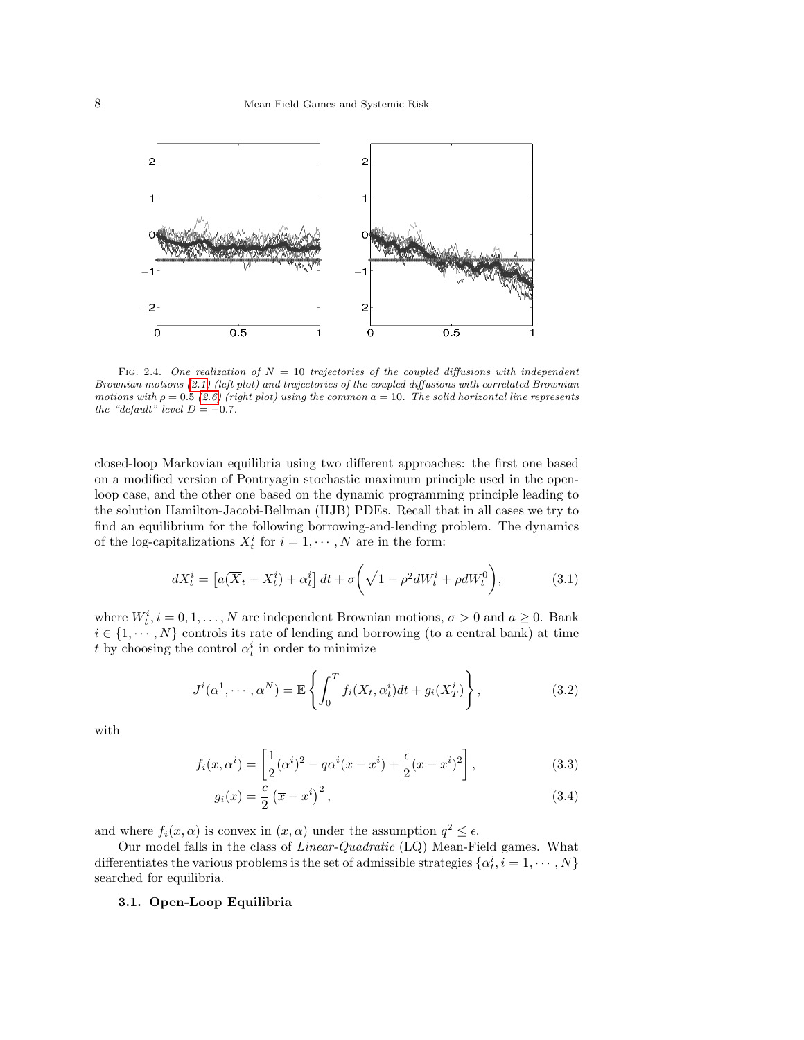FIG. 2.4. *One realization of $N = 10$ trajectories of the coupled diffusions with independent Brownian motions (2.1) (left plot) and trajectories of the coupled diffusions with correlated Brownian motions with $\rho = 0.5$ (2.6) (right plot) using the common $a = 10$. The solid horizontal line represents the "default" level $D = -0.7$.*

closed-loop Markovian equilibria using two different approaches: the first one based on a modified version of Pontryagin stochastic maximum principle used in the open-loop case, and the other one based on the dynamic programming principle leading to the solution Hamilton-Jacobi-Bellman (HJB) PDEs. Recall that in all cases we try to find an equilibrium for the following borrowing-and-lending problem. The dynamics of the log-capitalizations $X_t^i$ for $i = 1, \cdots, N$ are in the form:

$$dX_t^i = \left[a(\overline{X}_t - X_t^i) + \alpha_t^i\right] dt + \sigma\left(\sqrt{1-\rho^2}dW_t^i + \rho dW_t^0\right), \tag{3.1}$$

where $W_t^i, i = 0, 1, \ldots, N$ are independent Brownian motions, $\sigma > 0$ and $a \geq 0$. Bank $i \in \{1, \cdots, N\}$ controls its rate of lending and borrowing (to a central bank) at time $t$ by choosing the control $\alpha_t^i$ in order to minimize

$$J^i(\alpha^1, \cdots, \alpha^N) = \mathbb{E}\left\{\int_0^T f_i(X_t, \alpha_t^i)dt + g_i(X_T^i)\right\}, \tag{3.2}$$

with

$$f_i(x, \alpha^i) = \left[\frac{1}{2}(\alpha^i)^2 - q\alpha^i(\overline{x} - x^i) + \frac{\epsilon}{2}(\overline{x} - x^i)^2\right], \tag{3.3}$$

$$g_i(x) = \frac{c}{2}\left(\overline{x} - x^i\right)^2, \tag{3.4}$$

and where $f_i(x, \alpha)$ is convex in $(x, \alpha)$ under the assumption $q^2 \leq \epsilon$.

Our model falls in the class of *Linear-Quadratic* (LQ) Mean-Field games. What differentiates the various problems is the set of admissible strategies $\{\alpha_t^i, i = 1, \cdots, N\}$ searched for equilibria.

### 3.1. Open-Loop Equilibria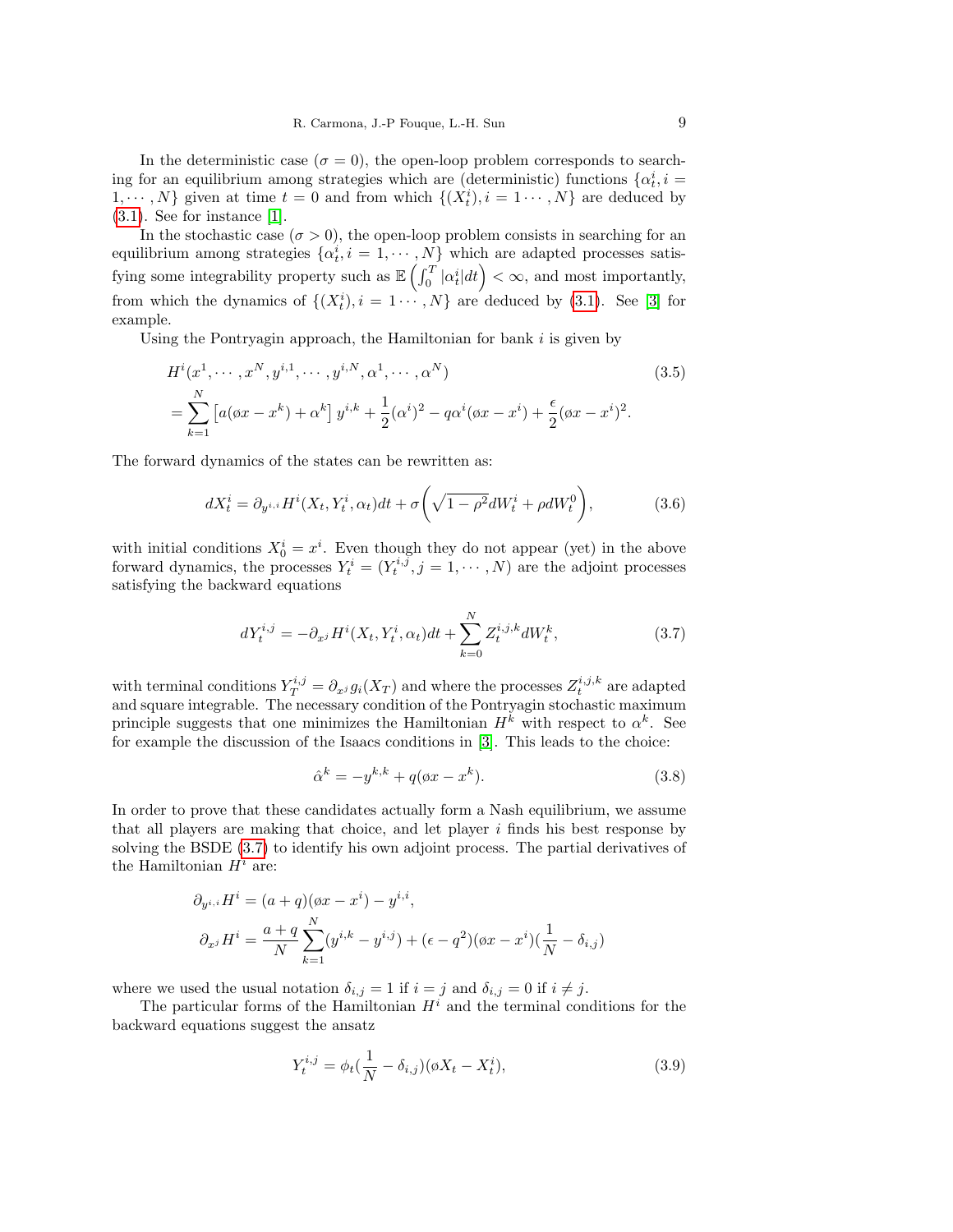In the deterministic case ($\sigma = 0$), the open-loop problem corresponds to searching for an equilibrium among strategies which are (deterministic) functions $\{\alpha_t^i, i = 1, \cdots, N\}$ given at time $t = 0$ and from which $\{(X_t^i), i = 1 \cdots, N\}$ are deduced by (3.1). See for instance [1].

In the stochastic case ($\sigma > 0$), the open-loop problem consists in searching for an equilibrium among strategies $\{\alpha_t^i, i = 1, \cdots, N\}$ which are adapted processes satisfying some integrability property such as $\mathbb{E}\left(\int_0^T |\alpha_t^i| dt\right) < \infty$, and most importantly, from which the dynamics of $\{(X_t^i), i = 1 \cdots, N\}$ are deduced by (3.1). See [3] for example.

Using the Pontryagin approach, the Hamiltonian for bank $i$ is given by

$$
\begin{aligned}
&H^i(x^1, \cdots, x^N, y^{i,1}, \cdots, y^{i,N}, \alpha^1, \cdots, \alpha^N) \\
&= \sum_{k=1}^N \left[a(\bar{x} - x^k) + \alpha^k\right] y^{i,k} + \frac{1}{2}(\alpha^i)^2 - q\alpha^i(\bar{x} - x^i) + \frac{\epsilon}{2}(\bar{x} - x^i)^2.
\end{aligned}
\tag{3.5}
$$

The forward dynamics of the states can be rewritten as:

$$
dX_t^i = \partial_{y^{i,i}} H^i(X_t, Y_t^i, \alpha_t) dt + \sigma\left(\sqrt{1-\rho^2} dW_t^i + \rho dW_t^0\right), \tag{3.6}
$$

with initial conditions $X_0^i = x^i$. Even though they do not appear (yet) in the above forward dynamics, the processes $Y_t^i = (Y_t^{i,j}, j = 1, \cdots, N)$ are the adjoint processes satisfying the backward equations

$$
dY_t^{i,j} = -\partial_{x^j} H^i(X_t, Y_t^i, \alpha_t) dt + \sum_{k=0}^N Z_t^{i,j,k} dW_t^k, \tag{3.7}
$$

with terminal conditions $Y_T^{i,j} = \partial_{x^j} g_i(X_T)$ and where the processes $Z_t^{i,j,k}$ are adapted and square integrable. The necessary condition of the Pontryagin stochastic maximum principle suggests that one minimizes the Hamiltonian $H^k$ with respect to $\alpha^k$. See for example the discussion of the Isaacs conditions in [3]. This leads to the choice:

$$
\hat{\alpha}^k = -y^{k,k} + q(\bar{x} - x^k). \tag{3.8}
$$

In order to prove that these candidates actually form a Nash equilibrium, we assume that all players are making that choice, and let player $i$ finds his best response by solving the BSDE (3.7) to identify his own adjoint process. The partial derivatives of the Hamiltonian $H^i$ are:

$$
\begin{aligned}
\partial_{y^{i,i}} H^i &= (a+q)(\bar{x} - x^i) - y^{i,i}, \\
\partial_{x^j} H^i &= \frac{a+q}{N} \sum_{k=1}^N (y^{i,k} - y^{i,j}) + (\epsilon - q^2)(\bar{x} - x^i)(\frac{1}{N} - \delta_{i,j})
\end{aligned}
$$

where we used the usual notation $\delta_{i,j} = 1$ if $i = j$ and $\delta_{i,j} = 0$ if $i \neq j$.

The particular forms of the Hamiltonian $H^i$ and the terminal conditions for the backward equations suggest the ansatz

$$
Y_t^{i,j} = \phi_t(\frac{1}{N} - \delta_{i,j})(\bar{X}_t - X_t^i), \tag{3.9}
$$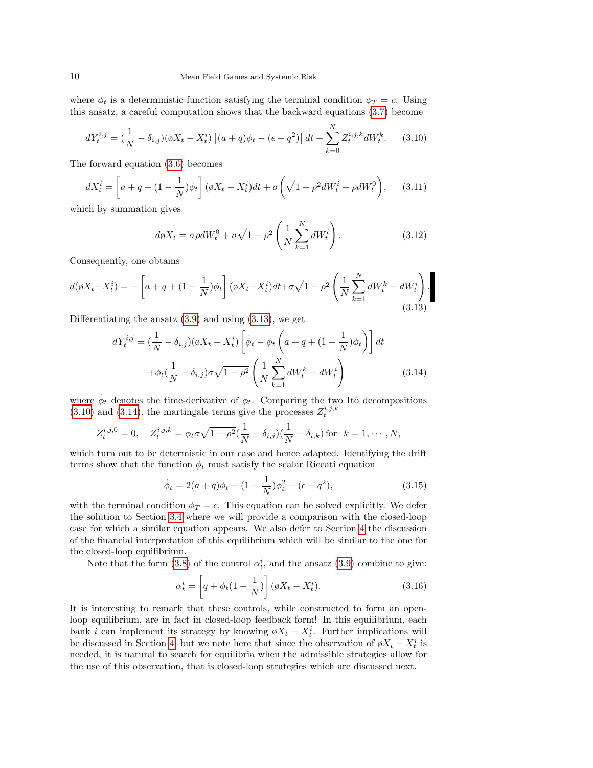where $\phi_t$ is a deterministic function satisfying the terminal condition $\phi_T = c$. Using this ansatz, a careful computation shows that the backward equations (3.7) become

$$dY_t^{i,j} = (\frac{1}{N} - \delta_{i,j})(\bar{X}_t - X_t^i)\left[(a+q)\phi_t - (\epsilon - q^2)\right]dt + \sum_{k=0}^{N} Z_t^{i,j,k} dW_t^k. \tag{3.10}$$

The forward equation (3.6) becomes

$$dX_t^i = \left[a + q + (1 - \frac{1}{N})\phi_t\right](\bar{X}_t - X_t^i)dt + \sigma\left(\sqrt{1-\rho^2}dW_t^i + \rho dW_t^0\right), \tag{3.11}$$

which by summation gives

$$d\bar{X}_t = \sigma\rho dW_t^0 + \sigma\sqrt{1-\rho^2}\left(\frac{1}{N}\sum_{k=1}^{N} dW_t^i\right). \tag{3.12}$$

Consequently, one obtains

$$d(\bar{X}_t - X_t^i) = -\left[a + q + (1 - \frac{1}{N})\phi_t\right](\bar{X}_t - X_t^i)dt + \sigma\sqrt{1-\rho^2}\left(\frac{1}{N}\sum_{k=1}^{N} dW_t^k - dW_t^i\right). \tag{3.13}$$

Differentiating the ansatz (3.9) and using (3.13), we get

$$\begin{aligned} dY_t^{i,j} = &(\frac{1}{N} - \delta_{i,j})(\bar{X}_t - X_t^i)\left[\dot{\phi}_t - \phi_t\left(a + q + (1 - \frac{1}{N})\phi_t\right)\right]dt \\ &+ \phi_t(\frac{1}{N} - \delta_{i,j})\sigma\sqrt{1-\rho^2}\left(\frac{1}{N}\sum_{k=1}^{N} dW_t^k - dW_t^i\right) \end{aligned} \tag{3.14}$$

where $\dot{\phi}_t$ denotes the time-derivative of $\phi_t$. Comparing the two Itô decompositions (3.10) and (3.14), the martingale terms give the processes $Z_t^{i,j,k}$

$$Z_t^{i,j,0} = 0, \quad Z_t^{i,j,k} = \phi_t\sigma\sqrt{1-\rho^2}(\frac{1}{N} - \delta_{i,j})(\frac{1}{N} - \delta_{i,k}) \text{ for } k = 1, \cdots, N,$$

which turn out to be determistic in our case and hence adapted. Identifying the drift terms show that the function $\phi_t$ must satisfy the scalar Riccati equation

$$\dot{\phi}_t = 2(a+q)\phi_t + (1 - \frac{1}{N})\phi_t^2 - (\epsilon - q^2), \tag{3.15}$$

with the terminal condition $\phi_T = c$. This equation can be solved explicitly. We defer the solution to Section 3.4 where we will provide a comparison with the closed-loop case for which a similar equation appears. We also defer to Section 4 the discussion of the financial interpretation of this equilibrium which will be similar to the one for the closed-loop equilibrium.

Note that the form (3.8) of the control $\alpha_t^i$, and the ansatz (3.9) combine to give:

$$\alpha_t^i = \left[q + \phi_t(1 - \frac{1}{N})\right](\bar{X}_t - X_t^i). \tag{3.16}$$

It is interesting to remark that these controls, while constructed to form an open-loop equilibrium, are in fact in closed-loop feedback form! In this equilibrium, each bank $i$ can implement its strategy by knowing $\bar{X}_t - X_t^i$. Further implications will be discussed in Section 4, but we note here that since the observation of $\bar{X}_t - X_t^i$ is needed, it is natural to search for equilibria when the admissible strategies allow for the use of this observation, that is closed-loop strategies which are discussed next.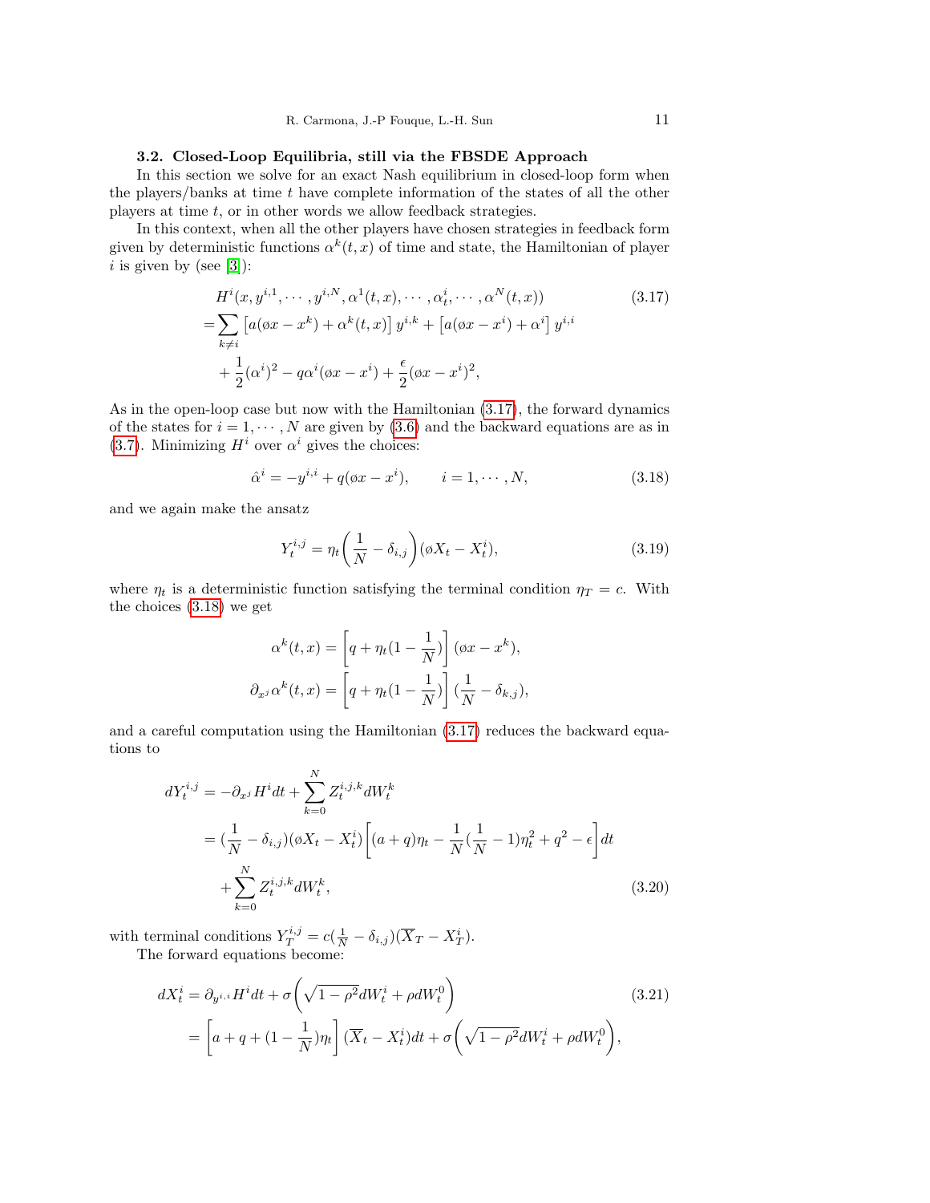### 3.2. Closed-Loop Equilibria, still via the FBSDE Approach

In this section we solve for an exact Nash equilibrium in closed-loop form when the players/banks at time $t$ have complete information of the states of all the other players at time $t$, or in other words we allow feedback strategies.

In this context, when all the other players have chosen strategies in feedback form given by deterministic functions $\alpha^k(t,x)$ of time and state, the Hamiltonian of player $i$ is given by (see [3]):

$$
\begin{aligned}
&H^i(x, y^{i,1}, \cdots, y^{i,N}, \alpha^1(t,x), \cdots, \alpha^i_t, \cdots, \alpha^N(t,x)) \\
=&\sum_{k\neq i} \left[a(\bar{x} - x^k) + \alpha^k(t,x)\right] y^{i,k} + \left[a(\bar{x} - x^i) + \alpha^i\right] y^{i,i} \\
&+ \frac{1}{2}(\alpha^i)^2 - q\alpha^i(\bar{x} - x^i) + \frac{\epsilon}{2}(\bar{x} - x^i)^2,
\end{aligned}
\tag{3.17}
$$

As in the open-loop case but now with the Hamiltonian (3.17), the forward dynamics of the states for $i = 1, \cdots, N$ are given by (3.6) and the backward equations are as in (3.7). Minimizing $H^i$ over $\alpha^i$ gives the choices:

$$
\hat{\alpha}^i = -y^{i,i} + q(\bar{x} - x^i), \qquad i = 1, \cdots, N,
\tag{3.18}
$$

and we again make the ansatz

$$
Y_t^{i,j} = \eta_t\left(\frac{1}{N} - \delta_{i,j}\right)(\bar{X}_t - X_t^i),
\tag{3.19}
$$

where $\eta_t$ is a deterministic function satisfying the terminal condition $\eta_T = c$. With the choices (3.18) we get

$$
\begin{aligned}
\alpha^k(t,x) &= \left[q + \eta_t(1 - \frac{1}{N})\right](\bar{x} - x^k), \\
\partial_{x^j}\alpha^k(t,x) &= \left[q + \eta_t(1 - \frac{1}{N})\right](\frac{1}{N} - \delta_{k,j}),
\end{aligned}
$$

and a careful computation using the Hamiltonian (3.17) reduces the backward equations to

$$
\begin{aligned}
dY_t^{i,j} &= -\partial_{x^j} H^i dt + \sum_{k=0}^N Z_t^{i,j,k} dW_t^k \\
&= (\frac{1}{N} - \delta_{i,j})(\bar{X}_t - X_t^i)\left[(a+q)\eta_t - \frac{1}{N}(\frac{1}{N} - 1)\eta_t^2 + q^2 - \epsilon\right] dt \\
&\quad + \sum_{k=0}^N Z_t^{i,j,k} dW_t^k,
\end{aligned}
\tag{3.20}
$$

with terminal conditions $Y_T^{i,j} = c(\frac{1}{N} - \delta_{i,j})(\overline{X}_T - X_T^i)$.

The forward equations become:

$$
\begin{aligned}
dX_t^i &= \partial_{y^{i,i}} H^i dt + \sigma\left(\sqrt{1-\rho^2} dW_t^i + \rho dW_t^0\right) \\
&= \left[a + q + (1 - \frac{1}{N})\eta_t\right](\overline{X}_t - X_t^i) dt + \sigma\left(\sqrt{1-\rho^2} dW_t^i + \rho dW_t^0\right),
\end{aligned}
\tag{3.21}
$$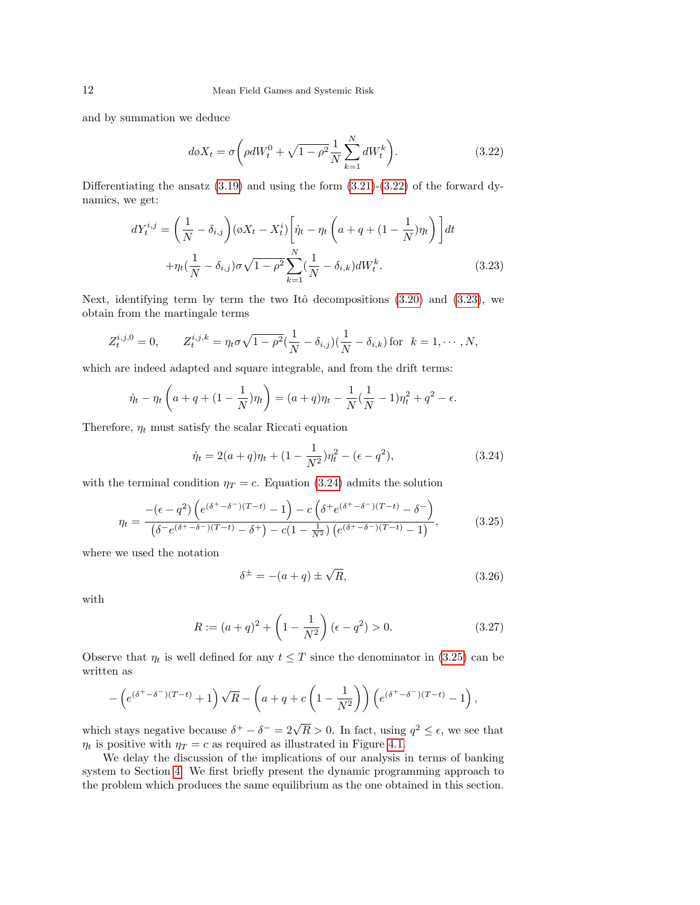and by summation we deduce

$$d\bar{X}_t = \sigma\bigg(\rho dW_t^0 + \sqrt{1-\rho^2}\frac{1}{N}\sum_{k=1}^{N} dW_t^k\bigg). \tag{3.22}$$

Differentiating the ansatz (3.19) and using the form (3.21)-(3.22) of the forward dynamics, we get:

$$\begin{aligned}
dY_t^{i,j} &= \left(\frac{1}{N} - \delta_{i,j}\right)(\bar{X}_t - X_t^i)\left[\dot{\eta}_t - \eta_t\left(a + q + (1-\frac{1}{N})\eta_t\right)\right]dt \\
&\quad + \eta_t(\frac{1}{N} - \delta_{i,j})\sigma\sqrt{1-\rho^2}\sum_{k=1}^{N}(\frac{1}{N} - \delta_{i,k})dW_t^k.
\end{aligned} \tag{3.23}$$

Next, identifying term by term the two Itô decompositions (3.20) and (3.23), we obtain from the martingale terms

$$Z_t^{i,j,0} = 0, \qquad Z_t^{i,j,k} = \eta_t\sigma\sqrt{1-\rho^2}(\frac{1}{N} - \delta_{i,j})(\frac{1}{N} - \delta_{i,k}) \text{ for } \; k = 1, \cdots, N,$$

which are indeed adapted and square integrable, and from the drift terms:

$$\dot{\eta}_t - \eta_t\left(a + q + (1-\frac{1}{N})\eta_t\right) = (a+q)\eta_t - \frac{1}{N}(\frac{1}{N} - 1)\eta_t^2 + q^2 - \epsilon.$$

Therefore, $\eta_t$ must satisfy the scalar Riccati equation

$$\dot{\eta}_t = 2(a+q)\eta_t + (1 - \frac{1}{N^2})\eta_t^2 - (\epsilon - q^2), \tag{3.24}$$

with the terminal condition $\eta_T = c$. Equation (3.24) admits the solution

$$\eta_t = \frac{-(\epsilon - q^2)\left(e^{(\delta^+ - \delta^-)(T-t)} - 1\right) - c\left(\delta^+ e^{(\delta^+ - \delta^-)(T-t)} - \delta^-\right)}{\left(\delta^- e^{(\delta^+ - \delta^-)(T-t)} - \delta^+\right) - c(1 - \frac{1}{N^2})\left(e^{(\delta^+ - \delta^-)(T-t)} - 1\right)}, \tag{3.25}$$

where we used the notation

$$\delta^{\pm} = -(a+q) \pm \sqrt{R}, \tag{3.26}$$

with

$$R := (a+q)^2 + \left(1 - \frac{1}{N^2}\right)(\epsilon - q^2) > 0. \tag{3.27}$$

Observe that $\eta_t$ is well defined for any $t \le T$ since the denominator in (3.25) can be written as

$$-\left(e^{(\delta^+ - \delta^-)(T-t)} + 1\right)\sqrt{R} - \left(a + q + c\left(1 - \frac{1}{N^2}\right)\right)\left(e^{(\delta^+ - \delta^-)(T-t)} - 1\right),$$

which stays negative because $\delta^+ - \delta^- = 2\sqrt{R} > 0$. In fact, using $q^2 \le \epsilon$, we see that $\eta_t$ is positive with $\eta_T = c$ as required as illustrated in Figure 4.1.

We delay the discussion of the implications of our analysis in terms of banking system to Section 4. We first briefly present the dynamic programming approach to the problem which produces the same equilibrium as the one obtained in this section.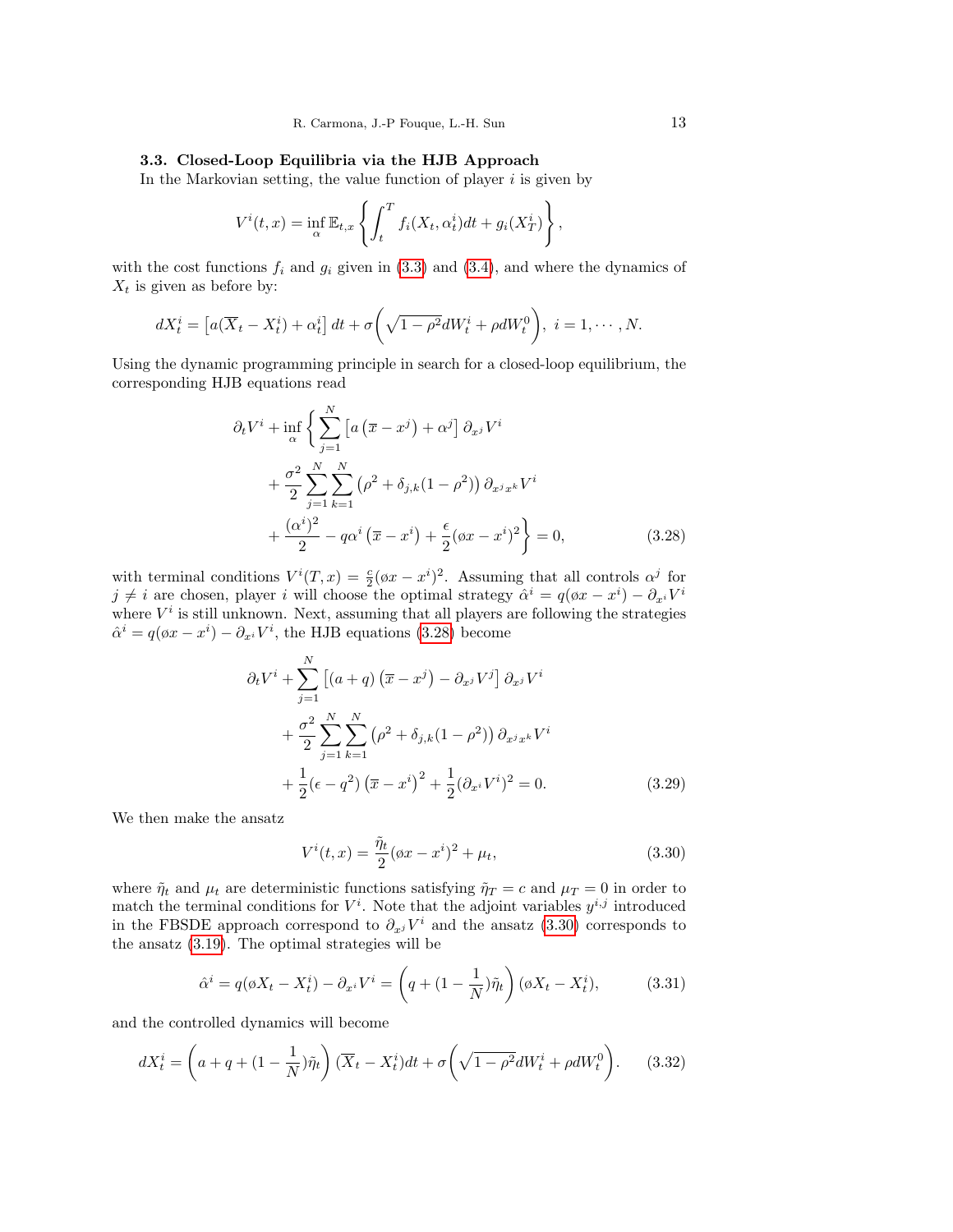### 3.3. Closed-Loop Equilibria via the HJB Approach

In the Markovian setting, the value function of player $i$ is given by

$$V^i(t,x) = \inf_{\alpha} \mathbb{E}_{t,x}\left\{ \int_t^T f_i(X_t, \alpha_t^i) dt + g_i(X_T^i) \right\},$$

with the cost functions $f_i$ and $g_i$ given in (3.3) and (3.4), and where the dynamics of $X_t$ is given as before by:

$$dX_t^i = \left[a(\overline{X}_t - X_t^i) + \alpha_t^i\right] dt + \sigma\left(\sqrt{1-\rho^2} dW_t^i + \rho dW_t^0\right),\ i = 1, \cdots, N.$$

Using the dynamic programming principle in search for a closed-loop equilibrium, the corresponding HJB equations read

$$\begin{aligned}
\partial_t V^i + \inf_{\alpha} \Bigg\{ & \sum_{j=1}^N \left[ a\left(\overline{x} - x^j\right) + \alpha^j \right] \partial_{x^j} V^i \\
& + \frac{\sigma^2}{2} \sum_{j=1}^N \sum_{k=1}^N \left(\rho^2 + \delta_{j,k}(1-\rho^2)\right) \partial_{x^j x^k} V^i \\
& + \frac{(\alpha^i)^2}{2} - q\alpha^i \left(\overline{x} - x^i\right) + \frac{\epsilon}{2}(\varnothing x - x^i)^2 \Bigg\} = 0, \qquad (3.28)
\end{aligned}$$

with terminal conditions $V^i(T,x) = \frac{c}{2}(\varnothing x - x^i)^2$. Assuming that all controls $\alpha^j$ for $j \neq i$ are chosen, player $i$ will choose the optimal strategy $\hat{\alpha}^i = q(\varnothing x - x^i) - \partial_{x^i} V^i$ where $V^i$ is still unknown. Next, assuming that all players are following the strategies $\hat{\alpha}^i = q(\varnothing x - x^i) - \partial_{x^i} V^i$, the HJB equations (3.28) become

$$\begin{aligned}
\partial_t V^i + & \sum_{j=1}^N \left[ (a+q)\left(\overline{x} - x^j\right) - \partial_{x^j} V^j \right] \partial_{x^j} V^i \\
& + \frac{\sigma^2}{2} \sum_{j=1}^N \sum_{k=1}^N \left(\rho^2 + \delta_{j,k}(1-\rho^2)\right) \partial_{x^j x^k} V^i \\
& + \frac{1}{2}(\epsilon - q^2)\left(\overline{x} - x^i\right)^2 + \frac{1}{2}(\partial_{x^i} V^i)^2 = 0. \qquad (3.29)
\end{aligned}$$

We then make the ansatz

$$V^i(t,x) = \frac{\tilde{\eta}_t}{2}(\varnothing x - x^i)^2 + \mu_t, \qquad (3.30)$$

where $\tilde{\eta}_t$ and $\mu_t$ are deterministic functions satisfying $\tilde{\eta}_T = c$ and $\mu_T = 0$ in order to match the terminal conditions for $V^i$. Note that the adjoint variables $y^{i,j}$ introduced in the FBSDE approach correspond to $\partial_{x^j} V^i$ and the ansatz (3.30) corresponds to the ansatz (3.19). The optimal strategies will be

$$\hat{\alpha}^i = q(\varnothing X_t - X_t^i) - \partial_{x^i} V^i = \left(q + (1 - \frac{1}{N})\tilde{\eta}_t\right)(\varnothing X_t - X_t^i), \qquad (3.31)$$

and the controlled dynamics will become

$$dX_t^i = \left(a + q + (1 - \frac{1}{N})\tilde{\eta}_t\right)(\overline{X}_t - X_t^i)dt + \sigma\left(\sqrt{1-\rho^2} dW_t^i + \rho dW_t^0\right). \qquad (3.32)$$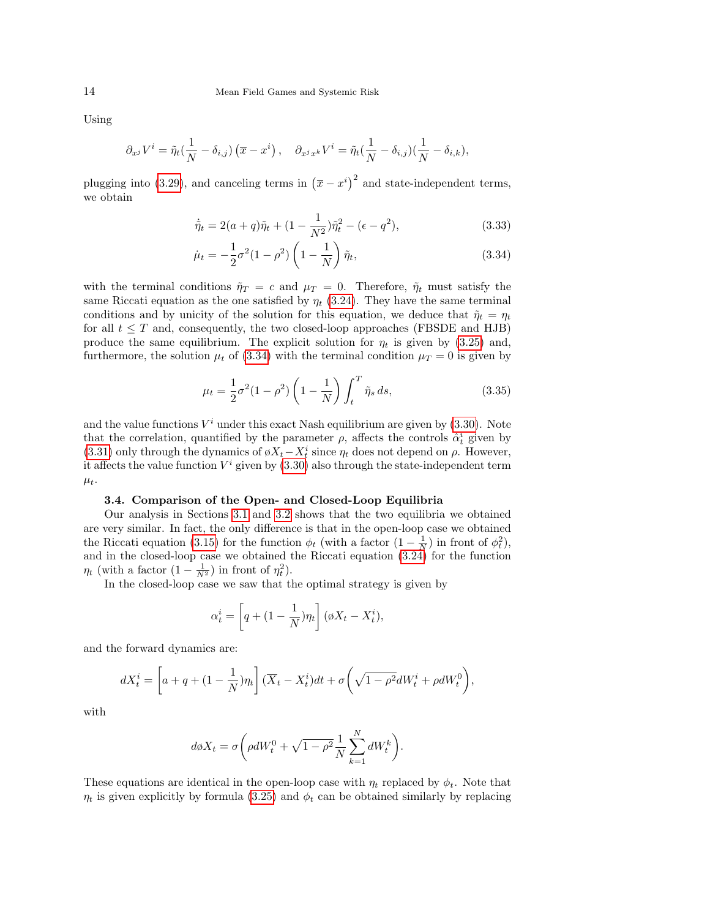Using

$$\partial_{x^j} V^i = \tilde{\eta}_t(\frac{1}{N} - \delta_{i,j})\left(\overline{x} - x^i\right), \quad \partial_{x^j x^k} V^i = \tilde{\eta}_t(\frac{1}{N} - \delta_{i,j})(\frac{1}{N} - \delta_{i,k}),$$

plugging into (3.29), and canceling terms in $\left(\overline{x} - x^i\right)^2$ and state-independent terms, we obtain

$$\dot{\tilde{\eta}}_t = 2(a+q)\tilde{\eta}_t + (1 - \frac{1}{N^2})\tilde{\eta}_t^2 - (\epsilon - q^2), \tag{3.33}$$

$$\dot{\mu}_t = -\frac{1}{2}\sigma^2(1-\rho^2)\left(1 - \frac{1}{N}\right)\tilde{\eta}_t, \tag{3.34}$$

with the terminal conditions $\tilde{\eta}_T = c$ and $\mu_T = 0$. Therefore, $\tilde{\eta}_t$ must satisfy the same Riccati equation as the one satisfied by $\eta_t$ (3.24). They have the same terminal conditions and by unicity of the solution for this equation, we deduce that $\tilde{\eta}_t = \eta_t$ for all $t \leq T$ and, consequently, the two closed-loop approaches (FBSDE and HJB) produce the same equilibrium. The explicit solution for $\eta_t$ is given by (3.25) and, furthermore, the solution $\mu_t$ of (3.34) with the terminal condition $\mu_T = 0$ is given by

$$\mu_t = \frac{1}{2}\sigma^2(1-\rho^2)\left(1 - \frac{1}{N}\right)\int_t^T \tilde{\eta}_s \, ds, \tag{3.35}$$

and the value functions $V^i$ under this exact Nash equilibrium are given by (3.30). Note that the correlation, quantified by the parameter $\rho$, affects the controls $\hat{\alpha}_t^i$ given by (3.31) only through the dynamics of $\o X_t - X_t^i$ since $\eta_t$ does not depend on $\rho$. However, it affects the value function $V^i$ given by (3.30) also through the state-independent term $\mu_t$.

### 3.4. Comparison of the Open- and Closed-Loop Equilibria

Our analysis in Sections 3.1 and 3.2 shows that the two equilibria we obtained are very similar. In fact, the only difference is that in the open-loop case we obtained the Riccati equation (3.15) for the function $\phi_t$ (with a factor $(1 - \frac{1}{N})$ in front of $\phi_t^2$), and in the closed-loop case we obtained the Riccati equation (3.24) for the function $\eta_t$ (with a factor $(1 - \frac{1}{N^2})$ in front of $\eta_t^2$).

In the closed-loop case we saw that the optimal strategy is given by

$$\alpha_t^i = \left[q + (1 - \frac{1}{N})\eta_t\right](\o X_t - X_t^i),$$

and the forward dynamics are:

$$dX_t^i = \left[a + q + (1 - \frac{1}{N})\eta_t\right](\overline{X}_t - X_t^i)dt + \sigma\left(\sqrt{1-\rho^2}dW_t^i + \rho dW_t^0\right),$$

with

$$d\o X_t = \sigma\left(\rho dW_t^0 + \sqrt{1-\rho^2}\frac{1}{N}\sum_{k=1}^N dW_t^k\right).$$

These equations are identical in the open-loop case with $\eta_t$ replaced by $\phi_t$. Note that $\eta_t$ is given explicitly by formula (3.25) and $\phi_t$ can be obtained similarly by replacing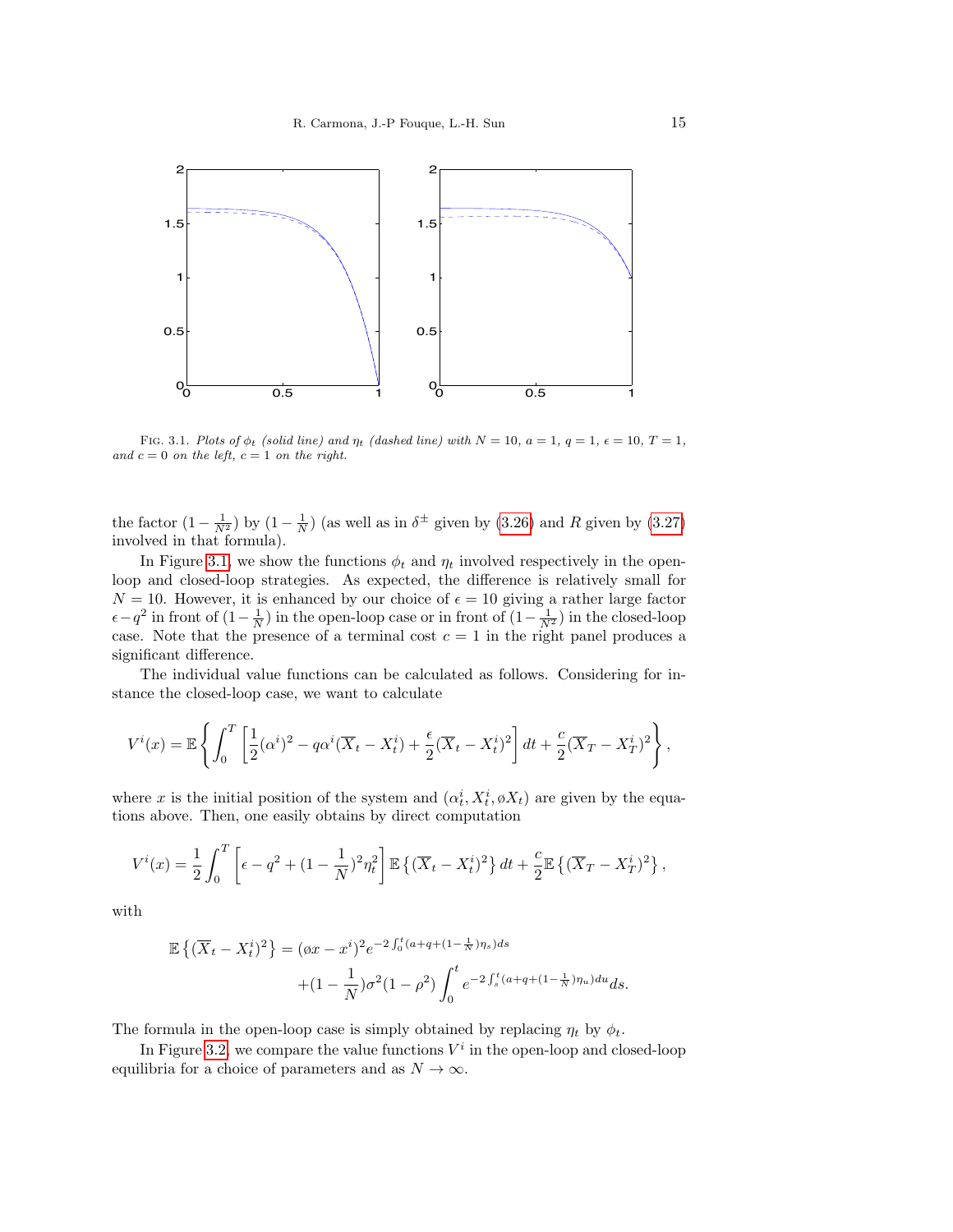FIG. 3.1. *Plots of $\phi_t$ (solid line) and $\eta_t$ (dashed line) with $N = 10$, $a = 1$, $q = 1$, $\epsilon = 10$, $T = 1$, and $c = 0$ on the left, $c = 1$ on the right.*

the factor $(1 - \frac{1}{N^2})$ by $(1 - \frac{1}{N})$ (as well as in $\delta^{\pm}$ given by (3.26) and $R$ given by (3.27) involved in that formula).

In Figure 3.1, we show the functions $\phi_t$ and $\eta_t$ involved respectively in the open-loop and closed-loop strategies. As expected, the difference is relatively small for $N = 10$. However, it is enhanced by our choice of $\epsilon = 10$ giving a rather large factor $\epsilon - q^2$ in front of $(1 - \frac{1}{N})$ in the open-loop case or in front of $(1 - \frac{1}{N^2})$ in the closed-loop case. Note that the presence of a terminal cost $c = 1$ in the right panel produces a significant difference.

The individual value functions can be calculated as follows. Considering for instance the closed-loop case, we want to calculate

$$V^i(x) = \mathbb{E}\left\{\int_0^T \left[\frac{1}{2}(\alpha^i)^2 - q\alpha^i(\overline{X}_t - X_t^i) + \frac{\epsilon}{2}(\overline{X}_t - X_t^i)^2\right] dt + \frac{c}{2}(\overline{X}_T - X_T^i)^2\right\},$$

where $x$ is the initial position of the system and $(\alpha_t^i, X_t^i, \o X_t)$ are given by the equations above. Then, one easily obtains by direct computation

$$V^i(x) = \frac{1}{2}\int_0^T \left[\epsilon - q^2 + (1 - \frac{1}{N})^2\eta_t^2\right] \mathbb{E}\left\{(\overline{X}_t - X_t^i)^2\right\} dt + \frac{c}{2}\mathbb{E}\left\{(\overline{X}_T - X_T^i)^2\right\},$$

with

$$\begin{aligned}
\mathbb{E}\left\{(\overline{X}_t - X_t^i)^2\right\} &= (\o x - x^i)^2 e^{-2\int_0^t (a+q+(1-\frac{1}{N})\eta_s)ds} \\
&\quad + (1 - \frac{1}{N})\sigma^2(1-\rho^2)\int_0^t e^{-2\int_s^t (a+q+(1-\frac{1}{N})\eta_u)du} ds.
\end{aligned}$$

The formula in the open-loop case is simply obtained by replacing $\eta_t$ by $\phi_t$.

In Figure 3.2, we compare the value functions $V^i$ in the open-loop and closed-loop equilibria for a choice of parameters and as $N \to \infty$.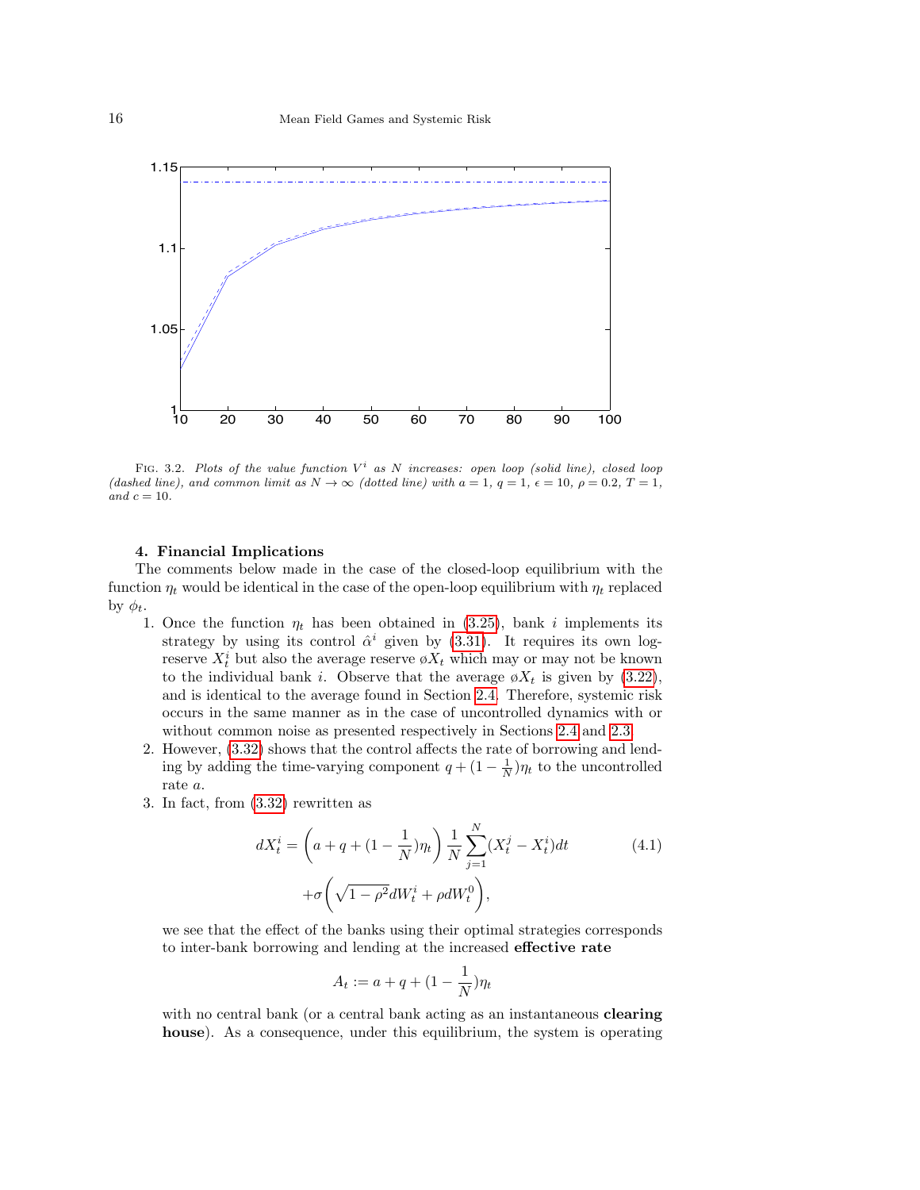FIG. 3.2. *Plots of the value function $V^i$ as $N$ increases: open loop (solid line), closed loop (dashed line), and common limit as $N \to \infty$ (dotted line) with $a = 1$, $q = 1$, $\epsilon = 10$, $\rho = 0.2$, $T = 1$, and $c = 10$.*

## 4. Financial Implications

The comments below made in the case of the closed-loop equilibrium with the function $\eta_t$ would be identical in the case of the open-loop equilibrium with $\eta_t$ replaced by $\phi_t$.

1. Once the function $\eta_t$ has been obtained in (3.25), bank $i$ implements its strategy by using its control $\hat{\alpha}^i$ given by (3.31). It requires its own log-reserve $X_t^i$ but also the average reserve $\bar{X}_t$ which may or may not be known to the individual bank $i$. Observe that the average $\bar{X}_t$ is given by (3.22), and is identical to the average found in Section 2.4. Therefore, systemic risk occurs in the same manner as in the case of uncontrolled dynamics with or without common noise as presented respectively in Sections 2.4 and 2.3.
2. However, (3.32) shows that the control affects the rate of borrowing and lending by adding the time-varying component $q + (1 - \frac{1}{N})\eta_t$ to the uncontrolled rate $a$.
3. In fact, from (3.32) rewritten as

$$dX_t^i = \left(a + q + (1 - \frac{1}{N})\eta_t\right) \frac{1}{N} \sum_{j=1}^{N} (X_t^j - X_t^i) dt \tag{4.1}$$
$$+\sigma\left(\sqrt{1-\rho^2}dW_t^i + \rho dW_t^0\right),$$

we see that the effect of the banks using their optimal strategies corresponds to inter-bank borrowing and lending at the increased **effective rate**

$$A_t := a + q + (1 - \frac{1}{N})\eta_t$$

with no central bank (or a central bank acting as an instantaneous **clearing house**). As a consequence, under this equilibrium, the system is operating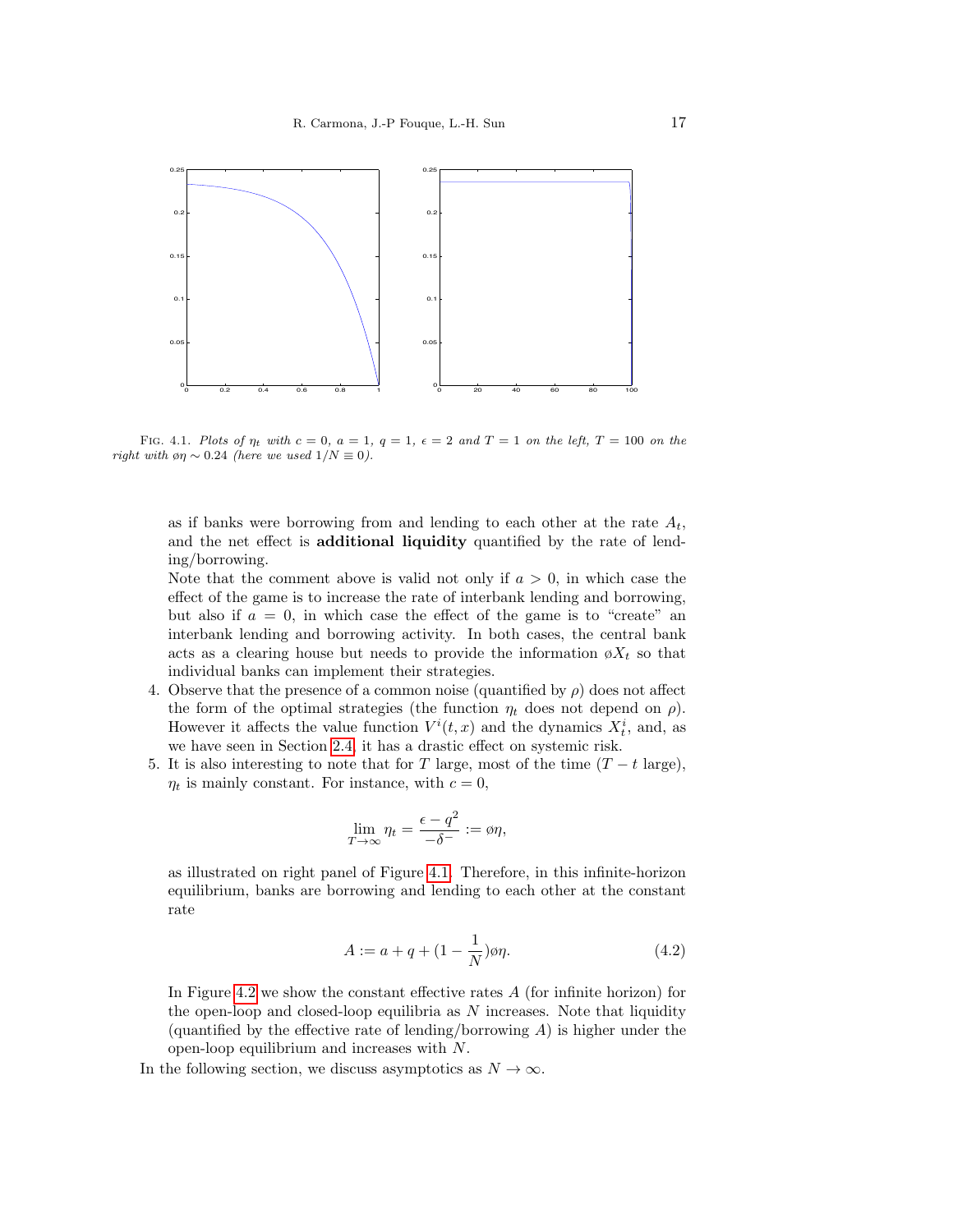Fig. 4.1. *Plots of $\eta_t$ with $c = 0$, $a = 1$, $q = 1$, $\epsilon = 2$ and $T = 1$ on the left, $T = 100$ on the right with $\o\eta \sim 0.24$ (here we used $1/N \equiv 0$).*

as if banks were borrowing from and lending to each other at the rate $A_t$, and the net effect is **additional liquidity** quantified by the rate of lending/borrowing.

Note that the comment above is valid not only if $a > 0$, in which case the effect of the game is to increase the rate of interbank lending and borrowing, but also if $a = 0$, in which case the effect of the game is to "create" an interbank lending and borrowing activity. In both cases, the central bank acts as a clearing house but needs to provide the information $\o X_t$ so that individual banks can implement their strategies.

4. Observe that the presence of a common noise (quantified by $\rho$) does not affect the form of the optimal strategies (the function $\eta_t$ does not depend on $\rho$). However it affects the value function $V^i(t,x)$ and the dynamics $X_t^i$, and, as we have seen in Section 2.4, it has a drastic effect on systemic risk.
5. It is also interesting to note that for $T$ large, most of the time ($T - t$ large), $\eta_t$ is mainly constant. For instance, with $c = 0$,

$$\lim_{T\to\infty} \eta_t = \frac{\epsilon - q^2}{-\delta^-} := \o\eta,$$

as illustrated on right panel of Figure 4.1. Therefore, in this infinite-horizon equilibrium, banks are borrowing and lending to each other at the constant rate

$$A := a + q + (1 - \frac{1}{N})\o\eta. \tag{4.2}$$

In Figure 4.2 we show the constant effective rates $A$ (for infinite horizon) for the open-loop and closed-loop equilibria as $N$ increases. Note that liquidity (quantified by the effective rate of lending/borrowing $A$) is higher under the open-loop equilibrium and increases with $N$.

In the following section, we discuss asymptotics as $N \to \infty$.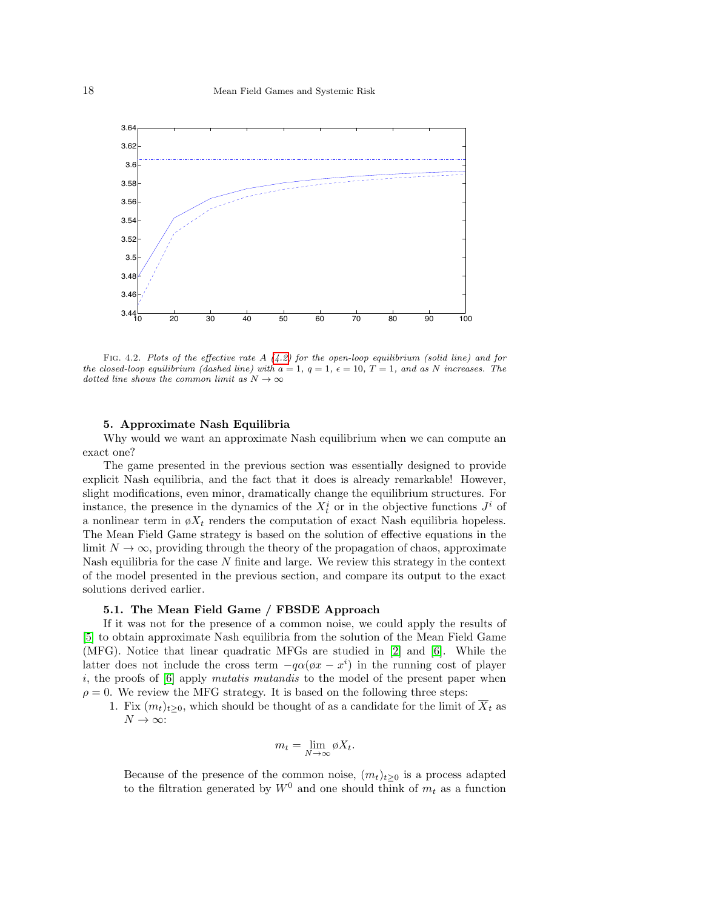Fig. 4.2. *Plots of the effective rate $A$ (4.2) for the open-loop equilibrium (solid line) and for the closed-loop equilibrium (dashed line) with $a = 1$, $q = 1$, $\epsilon = 10$, $T = 1$, and as $N$ increases. The dotted line shows the common limit as $N \to \infty$*

## 5. Approximate Nash Equilibria

Why would we want an approximate Nash equilibrium when we can compute an exact one?

The game presented in the previous section was essentially designed to provide explicit Nash equilibria, and the fact that it does is already remarkable! However, slight modifications, even minor, dramatically change the equilibrium structures. For instance, the presence in the dynamics of the $X_t^i$ or in the objective functions $J^i$ of a nonlinear term in $\overline{X}_t$ renders the computation of exact Nash equilibria hopeless. The Mean Field Game strategy is based on the solution of effective equations in the limit $N \to \infty$, providing through the theory of the propagation of chaos, approximate Nash equilibria for the case $N$ finite and large. We review this strategy in the context of the model presented in the previous section, and compare its output to the exact solutions derived earlier.

### 5.1. The Mean Field Game / FBSDE Approach

If it was not for the presence of a common noise, we could apply the results of [5] to obtain approximate Nash equilibria from the solution of the Mean Field Game (MFG). Notice that linear quadratic MFGs are studied in [2] and [6]. While the latter does not include the cross term $-q\alpha(\bar{x} - x^i)$ in the running cost of player $i$, the proofs of [6] apply *mutatis mutandis* to the model of the present paper when $\rho = 0$. We review the MFG strategy. It is based on the following three steps:

1. Fix $(m_t)_{t \geq 0}$, which should be thought of as a candidate for the limit of $\overline{X}_t$ as $N \to \infty$:

$$m_t = \lim_{N \to \infty} \overline{X}_t.$$

Because of the presence of the common noise, $(m_t)_{t \geq 0}$ is a process adapted to the filtration generated by $W^0$ and one should think of $m_t$ as a function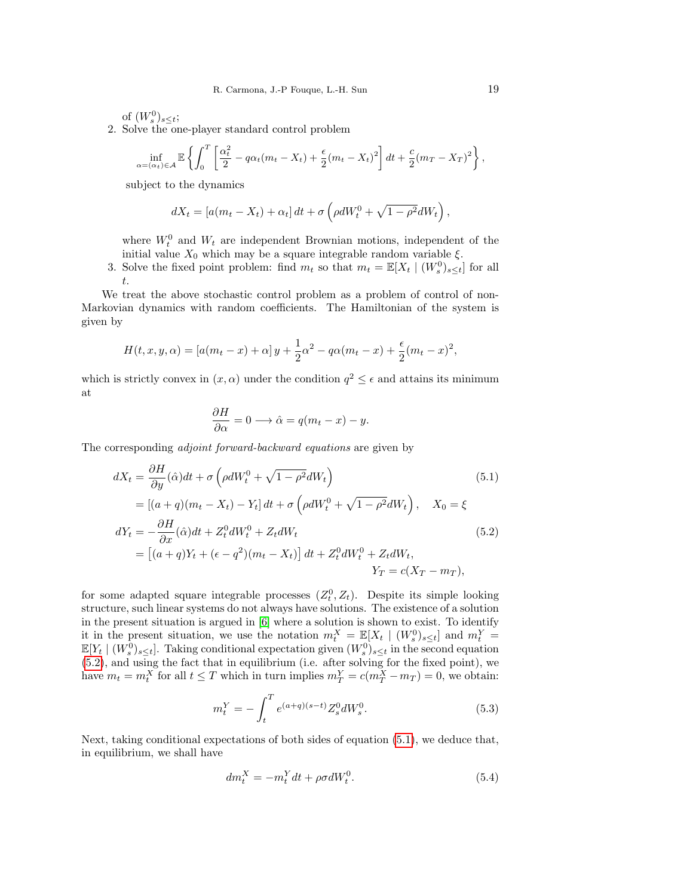of $(W^0_s)_{s\le t}$;

2. Solve the one-player standard control problem

$$\inf_{\alpha=(\alpha_t)\in\mathcal{A}} \mathbb{E}\left\{\int_0^T \left[\frac{\alpha_t^2}{2} - q\alpha_t(m_t - X_t) + \frac{\epsilon}{2}(m_t - X_t)^2\right]dt + \frac{c}{2}(m_T - X_T)^2\right\},$$

   subject to the dynamics

$$dX_t = [a(m_t - X_t) + \alpha_t]\,dt + \sigma\left(\rho dW^0_t + \sqrt{1-\rho^2}dW_t\right),$$

   where $W^0_t$ and $W_t$ are independent Brownian motions, independent of the initial value $X_0$ which may be a square integrable random variable $\xi$.

3. Solve the fixed point problem: find $m_t$ so that $m_t = \mathbb{E}[X_t \mid (W^0_s)_{s\le t}]$ for all $t$.

We treat the above stochastic control problem as a problem of control of non-Markovian dynamics with random coefficients. The Hamiltonian of the system is given by

$$H(t,x,y,\alpha) = [a(m_t - x) + \alpha]\,y + \frac{1}{2}\alpha^2 - q\alpha(m_t - x) + \frac{\epsilon}{2}(m_t - x)^2,$$

which is strictly convex in $(x,\alpha)$ under the condition $q^2 \le \epsilon$ and attains its minimum at

$$\frac{\partial H}{\partial \alpha} = 0 \longrightarrow \hat{\alpha} = q(m_t - x) - y.$$

The corresponding *adjoint forward-backward equations* are given by

$$\begin{aligned}
dX_t &= \frac{\partial H}{\partial y}(\hat{\alpha})dt + \sigma\left(\rho dW^0_t + \sqrt{1-\rho^2}dW_t\right) && (5.1)\\
&= [(a+q)(m_t - X_t) - Y_t]\,dt + \sigma\left(\rho dW^0_t + \sqrt{1-\rho^2}dW_t\right), \quad X_0 = \xi\\
dY_t &= -\frac{\partial H}{\partial x}(\hat{\alpha})dt + Z^0_t dW^0_t + Z_t dW_t && (5.2)\\
&= \left[(a+q)Y_t + (\epsilon - q^2)(m_t - X_t)\right]dt + Z^0_t dW^0_t + Z_t dW_t,\\
&\qquad\qquad\qquad\qquad\qquad\qquad Y_T = c(X_T - m_T),
\end{aligned}$$

for some adapted square integrable processes $(Z^0_t, Z_t)$. Despite its simple looking structure, such linear systems do not always have solutions. The existence of a solution in the present situation is argued in [6] where a solution is shown to exist. To identify it in the present situation, we use the notation $m^X_t = \mathbb{E}[X_t \mid (W^0_s)_{s\le t}]$ and $m^Y_t = \mathbb{E}[Y_t \mid (W^0_s)_{s\le t}]$. Taking conditional expectation given $(W^0_s)_{s\le t}$ in the second equation (5.2), and using the fact that in equilibrium (i.e. after solving for the fixed point), we have $m_t = m^X_t$ for all $t \le T$ which in turn implies $m^Y_T = c(m^X_T - m_T) = 0$, we obtain:

$$m^Y_t = -\int_t^T e^{(a+q)(s-t)} Z^0_s dW^0_s. \tag{5.3}$$

Next, taking conditional expectations of both sides of equation (5.1), we deduce that, in equilibrium, we shall have

$$dm^X_t = -m^Y_t dt + \rho\sigma dW^0_t. \tag{5.4}$$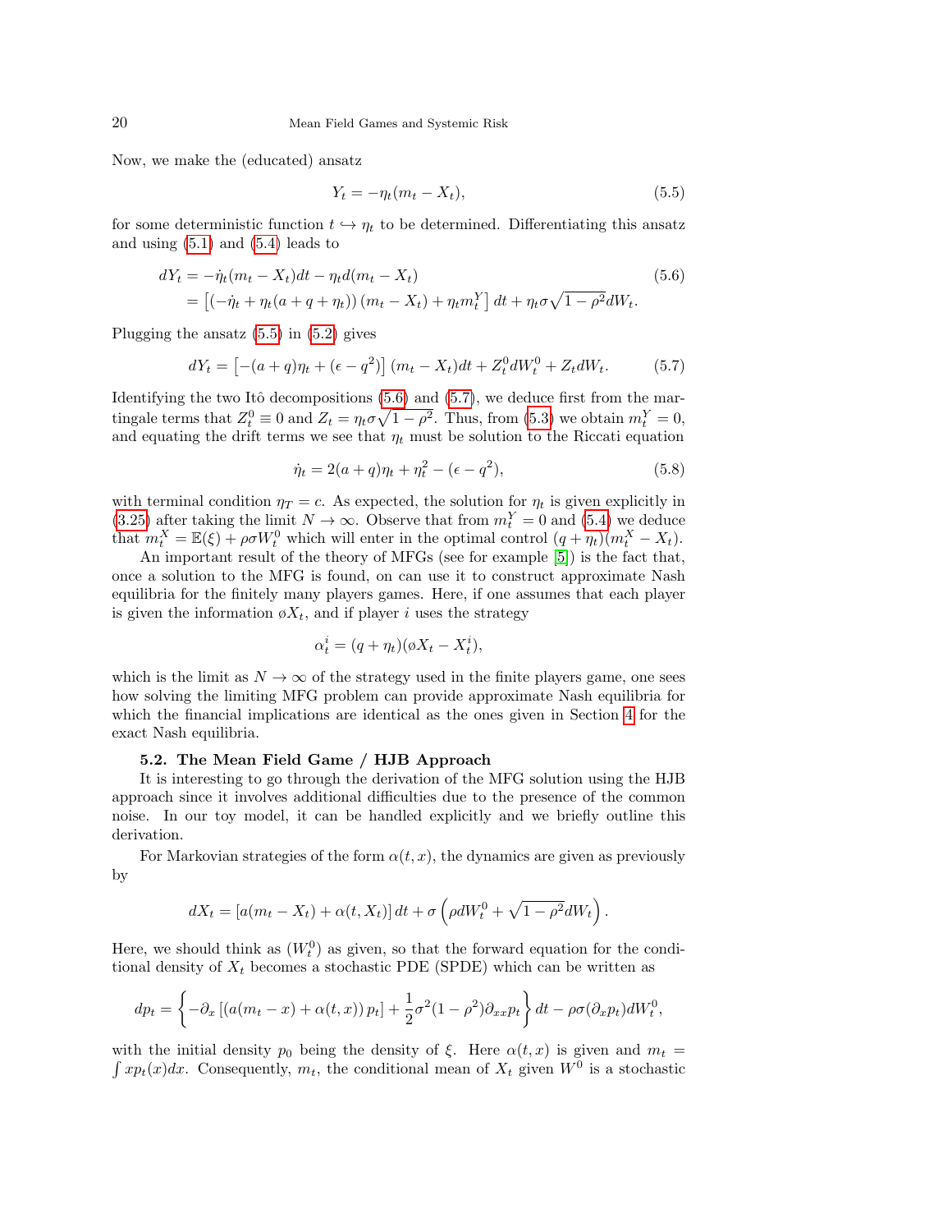Now, we make the (educated) ansatz

$$Y_t = -\eta_t(m_t - X_t), \tag{5.5}$$

for some deterministic function $t \hookrightarrow \eta_t$ to be determined. Differentiating this ansatz and using (5.1) and (5.4) leads to

$$\begin{aligned} dY_t &= -\dot{\eta}_t(m_t - X_t)dt - \eta_t d(m_t - X_t) \\ &= \left[(-\dot{\eta}_t + \eta_t(a + q + \eta_t))(m_t - X_t) + \eta_t m_t^Y\right] dt + \eta_t \sigma\sqrt{1-\rho^2}dW_t. \end{aligned} \tag{5.6}$$

Plugging the ansatz (5.5) in (5.2) gives

$$dY_t = \left[-(a+q)\eta_t + (\epsilon - q^2)\right](m_t - X_t)dt + Z_t^0 dW_t^0 + Z_t dW_t. \tag{5.7}$$

Identifying the two Itô decompositions (5.6) and (5.7), we deduce first from the martingale terms that $Z_t^0 \equiv 0$ and $Z_t = \eta_t \sigma\sqrt{1-\rho^2}$. Thus, from (5.3) we obtain $m_t^Y = 0$, and equating the drift terms we see that $\eta_t$ must be solution to the Riccati equation

$$\dot{\eta}_t = 2(a+q)\eta_t + \eta_t^2 - (\epsilon - q^2), \tag{5.8}$$

with terminal condition $\eta_T = c$. As expected, the solution for $\eta_t$ is given explicitly in (3.25) after taking the limit $N \to \infty$. Observe that from $m_t^Y = 0$ and (5.4) we deduce that $m_t^X = \mathbb{E}(\xi) + \rho\sigma W_t^0$ which will enter in the optimal control $(q + \eta_t)(m_t^X - X_t)$.

An important result of the theory of MFGs (see for example [5]) is the fact that, once a solution to the MFG is found, on can use it to construct approximate Nash equilibria for the finitely many players games. Here, if one assumes that each player is given the information $\o X_t$, and if player $i$ uses the strategy

$$\alpha_t^i = (q + \eta_t)(\o X_t - X_t^i),$$

which is the limit as $N \to \infty$ of the strategy used in the finite players game, one sees how solving the limiting MFG problem can provide approximate Nash equilibria for which the financial implications are identical as the ones given in Section 4 for the exact Nash equilibria.

### 5.2. The Mean Field Game / HJB Approach

It is interesting to go through the derivation of the MFG solution using the HJB approach since it involves additional difficulties due to the presence of the common noise. In our toy model, it can be handled explicitly and we briefly outline this derivation.

For Markovian strategies of the form $\alpha(t,x)$, the dynamics are given as previously by

$$dX_t = \left[a(m_t - X_t) + \alpha(t, X_t)\right]dt + \sigma\left(\rho dW_t^0 + \sqrt{1-\rho^2}dW_t\right).$$

Here, we should think as $(W_t^0)$ as given, so that the forward equation for the conditional density of $X_t$ becomes a stochastic PDE (SPDE) which can be written as

$$dp_t = \left\{-\partial_x\left[(a(m_t - x) + \alpha(t,x))\, p_t\right] + \frac{1}{2}\sigma^2(1-\rho^2)\partial_{xx}p_t\right\}dt - \rho\sigma(\partial_x p_t)dW_t^0,$$

with the initial density $p_0$ being the density of $\xi$. Here $\alpha(t,x)$ is given and $m_t = \int x p_t(x)dx$. Consequently, $m_t$, the conditional mean of $X_t$ given $W^0$ is a stochastic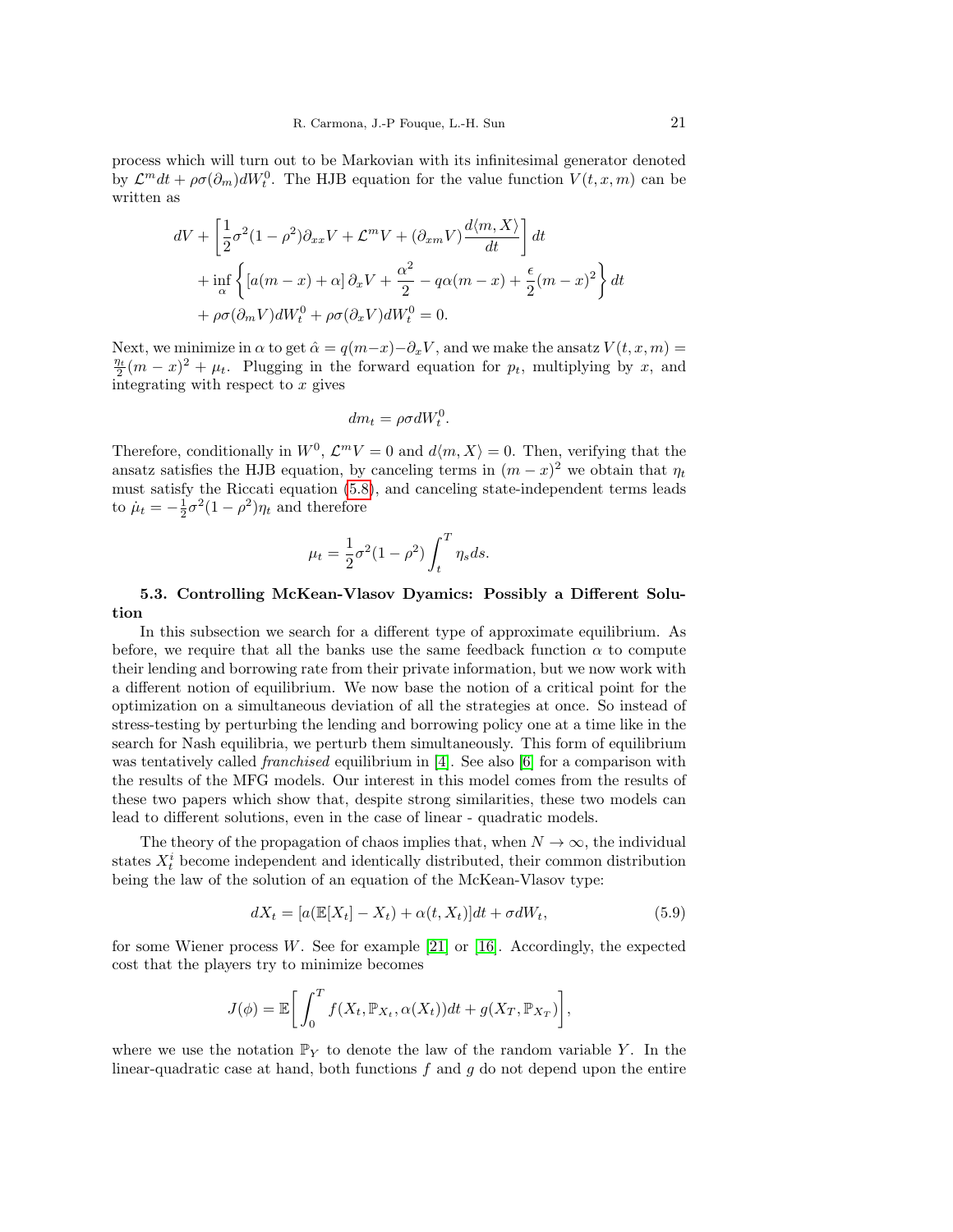process which will turn out to be Markovian with its infinitesimal generator denoted by $\mathcal{L}^m dt + \rho\sigma(\partial_m)dW_t^0$. The HJB equation for the value function $V(t,x,m)$ can be written as

$$
\begin{aligned}
dV &+ \left[\frac{1}{2}\sigma^2(1-\rho^2)\partial_{xx}V + \mathcal{L}^m V + (\partial_{xm}V)\frac{d\langle m, X\rangle}{dt}\right]dt \\
&+ \inf_\alpha \left\{ \left[a(m-x)+\alpha\right]\partial_x V + \frac{\alpha^2}{2} - q\alpha(m-x) + \frac{\epsilon}{2}(m-x)^2 \right\} dt \\
&+ \rho\sigma(\partial_m V)dW_t^0 + \rho\sigma(\partial_x V)dW_t^0 = 0.
\end{aligned}
$$

Next, we minimize in $\alpha$ to get $\hat{\alpha} = q(m-x) - \partial_x V$, and we make the ansatz $V(t,x,m) = \frac{\eta_t}{2}(m-x)^2 + \mu_t$. Plugging in the forward equation for $p_t$, multiplying by $x$, and integrating with respect to $x$ gives

$$
dm_t = \rho\sigma dW_t^0.
$$

Therefore, conditionally in $W^0$, $\mathcal{L}^m V = 0$ and $d\langle m, X\rangle = 0$. Then, verifying that the ansatz satisfies the HJB equation, by canceling terms in $(m-x)^2$ we obtain that $\eta_t$ must satisfy the Riccati equation (5.8), and canceling state-independent terms leads to $\dot{\mu}_t = -\frac{1}{2}\sigma^2(1-\rho^2)\eta_t$ and therefore

$$
\mu_t = \frac{1}{2}\sigma^2(1-\rho^2)\int_t^T \eta_s ds.
$$

### 5.3. Controlling McKean-Vlasov Dyamics: Possibly a Different Solution

In this subsection we search for a different type of approximate equilibrium. As before, we require that all the banks use the same feedback function $\alpha$ to compute their lending and borrowing rate from their private information, but we now work with a different notion of equilibrium. We now base the notion of a critical point for the optimization on a simultaneous deviation of all the strategies at once. So instead of stress-testing by perturbing the lending and borrowing policy one at a time like in the search for Nash equilibria, we perturb them simultaneously. This form of equilibrium was tentatively called *franchised* equilibrium in [4]. See also [6] for a comparison with the results of the MFG models. Our interest in this model comes from the results of these two papers which show that, despite strong similarities, these two models can lead to different solutions, even in the case of linear - quadratic models.

The theory of the propagation of chaos implies that, when $N \to \infty$, the individual states $X_t^i$ become independent and identically distributed, their common distribution being the law of the solution of an equation of the McKean-Vlasov type:

$$
dX_t = [a(\mathbb{E}[X_t] - X_t) + \alpha(t, X_t)]dt + \sigma dW_t, \tag{5.9}
$$

for some Wiener process $W$. See for example [21] or [16]. Accordingly, the expected cost that the players try to minimize becomes

$$
J(\phi) = \mathbb{E}\bigg[\int_0^T f(X_t, \mathbb{P}_{X_t}, \alpha(X_t))dt + g(X_T, \mathbb{P}_{X_T})\bigg],
$$

where we use the notation $\mathbb{P}_Y$ to denote the law of the random variable $Y$. In the linear-quadratic case at hand, both functions $f$ and $g$ do not depend upon the entire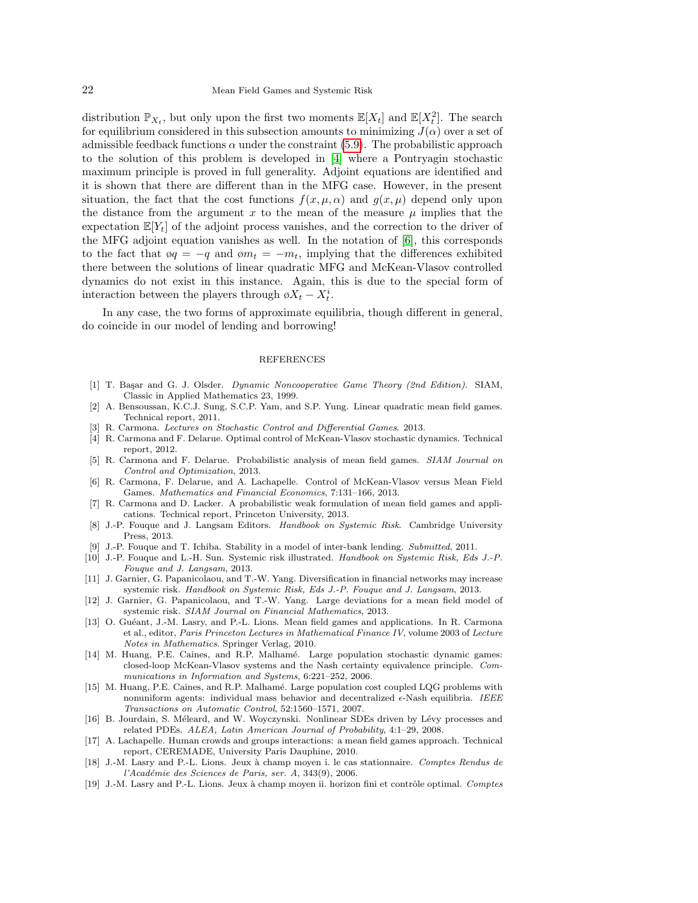distribution $\mathbb{P}_{X_t}$, but only upon the first two moments $\mathbb{E}[X_t]$ and $\mathbb{E}[X_t^2]$. The search for equilibrium considered in this subsection amounts to minimizing $J(\alpha)$ over a set of admissible feedback functions $\alpha$ under the constraint (5.9). The probabilistic approach to the solution of this problem is developed in [4] where a Pontryagin stochastic maximum principle is proved in full generality. Adjoint equations are identified and it is shown that there are different than in the MFG case. However, in the present situation, the fact that the cost functions $f(x, \mu, \alpha)$ and $g(x, \mu)$ depend only upon the distance from the argument $x$ to the mean of the measure $\mu$ implies that the expectation $\mathbb{E}[Y_t]$ of the adjoint process vanishes, and the correction to the driver of the MFG adjoint equation vanishes as well. In the notation of [6], this corresponds to the fact that $\bar{q} = -q$ and $\bar{m}_t = -m_t$, implying that the differences exhibited there between the solutions of linear quadratic MFG and McKean-Vlasov controlled dynamics do not exist in this instance. Again, this is due to the special form of interaction between the players through $\bar{X}_t - X_t^i$.

In any case, the two forms of approximate equilibria, though different in general, do coincide in our model of lending and borrowing!

## REFERENCES

[1] T. Başar and G. J. Olsder. *Dynamic Noncooperative Game Theory (2nd Edition)*. SIAM, Classic in Applied Mathematics 23, 1999.

[2] A. Bensoussan, K.C.J. Sung, S.C.P. Yam, and S.P. Yung. Linear quadratic mean field games. Technical report, 2011.

[3] R. Carmona. *Lectures on Stochastic Control and Differential Games*. 2013.

[4] R. Carmona and F. Delarue. Optimal control of McKean-Vlasov stochastic dynamics. Technical report, 2012.

[5] R. Carmona and F. Delarue. Probabilistic analysis of mean field games. *SIAM Journal on Control and Optimization*, 2013.

[6] R. Carmona, F. Delarue, and A. Lachapelle. Control of McKean-Vlasov versus Mean Field Games. *Mathematics and Financial Economics*, 7:131–166, 2013.

[7] R. Carmona and D. Lacker. A probabilistic weak formulation of mean field games and applications. Technical report, Princeton University, 2013.

[8] J.-P. Fouque and J. Langsam Editors. *Handbook on Systemic Risk*. Cambridge University Press, 2013.

[9] J.-P. Fouque and T. Ichiba. Stability in a model of inter-bank lending. *Submitted*, 2011.

[10] J.-P. Fouque and L.-H. Sun. Systemic risk illustrated. *Handbook on Systemic Risk, Eds J.-P. Fouque and J. Langsam*, 2013.

[11] J. Garnier, G. Papanicolaou, and T.-W. Yang. Diversification in financial networks may increase systemic risk. *Handbook on Systemic Risk, Eds J.-P. Fouque and J. Langsam*, 2013.

[12] J. Garnier, G. Papanicolaou, and T.-W. Yang. Large deviations for a mean field model of systemic risk. *SIAM Journal on Financial Mathematics*, 2013.

[13] O. Guéant, J.-M. Lasry, and P.-L. Lions. Mean field games and applications. In R. Carmona et al., editor, *Paris Princeton Lectures in Mathematical Finance IV*, volume 2003 of *Lecture Notes in Mathematics*. Springer Verlag, 2010.

[14] M. Huang, P.E. Caines, and R.P. Malhamé. Large population stochastic dynamic games: closed-loop McKean-Vlasov systems and the Nash certainty equivalence principle. *Communications in Information and Systems*, 6:221–252, 2006.

[15] M. Huang, P.E. Caines, and R.P. Malhamé. Large population cost coupled LQG problems with nonuniform agents: individual mass behavior and decentralized $\epsilon$-Nash equilibria. *IEEE Transactions on Automatic Control*, 52:1560–1571, 2007.

[16] B. Jourdain, S. Méleard, and W. Woyczynski. Nonlinear SDEs driven by Lévy processes and related PDEs. *ALEA, Latin American Journal of Probability*, 4:1–29, 2008.

[17] A. Lachapelle. Human crowds and groups interactions: a mean field games approach. Technical report, CEREMADE, University Paris Dauphine, 2010.

[18] J.-M. Lasry and P.-L. Lions. Jeux à champ moyen i. le cas stationnaire. *Comptes Rendus de l'Académie des Sciences de Paris, ser. A*, 343(9), 2006.

[19] J.-M. Lasry and P.-L. Lions. Jeux à champ moyen ii. horizon fini et contrôle optimal. *Comptes*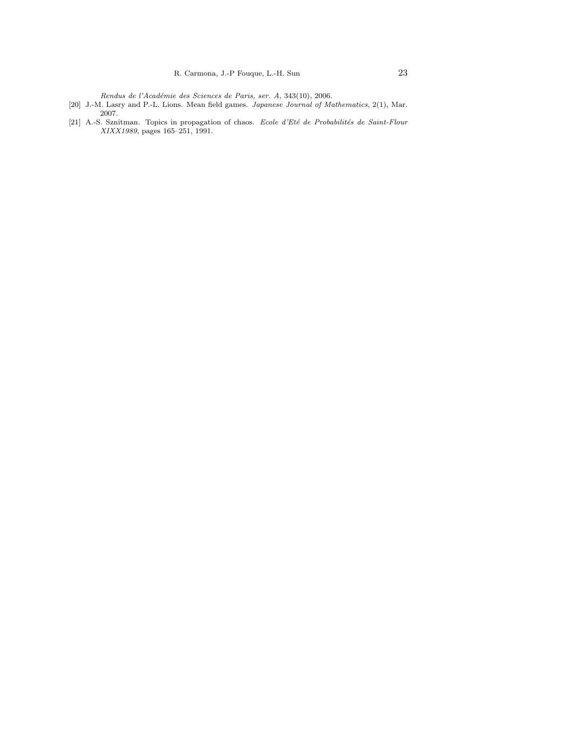*Rendus de l'Académie des Sciences de Paris, ser. A*, 343(10), 2006.

[20] J.-M. Lasry and P.-L. Lions. Mean field games. *Japanese Journal of Mathematics*, 2(1), Mar. 2007.

[21] A.-S. Sznitman. Topics in propagation of chaos. *Ecole d'Eté de Probabilités de Saint-Flour XIXX1989*, pages 165–251, 1991.